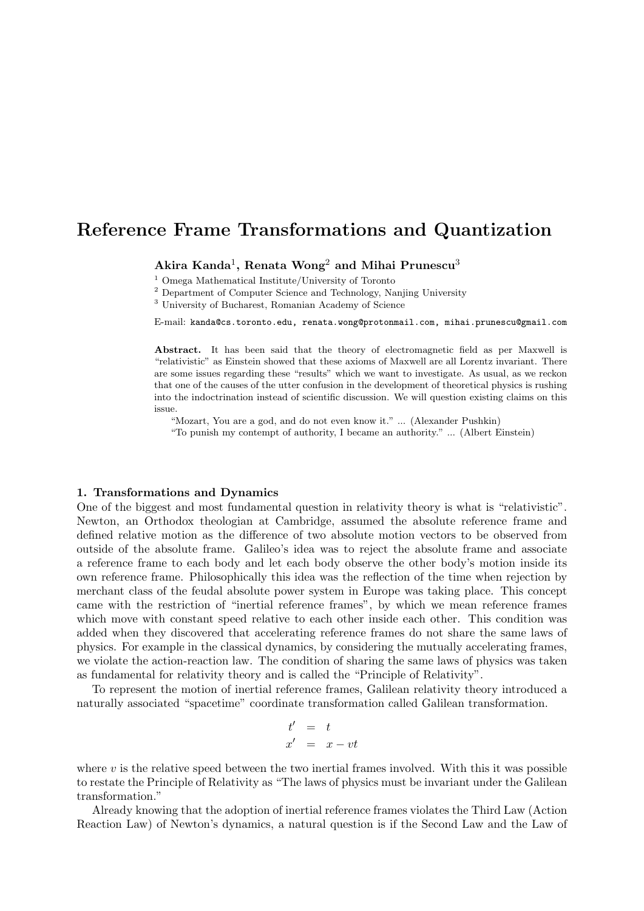# Reference Frame Transformations and Quantization

**Akira Kanda[1], Renata Wong[2] and Mihai Prunescu[3]**

[1] Omega Mathematical Institute/University of Toronto
[2] Department of Computer Science and Technology, Nanjing University
[3] University of Bucharest, Romanian Academy of Science

E-mail: kanda@cs.toronto.edu, renata.wong@protonmail.com, mihai.prunescu@gmail.com

**Abstract.** It has been said that the theory of electromagnetic field as per Maxwell is "relativistic" as Einstein showed that these axioms of Maxwell are all Lorentz invariant. There are some issues regarding these "results" which we want to investigate. As usual, as we reckon that one of the causes of the utter confusion in the development of theoretical physics is rushing into the indoctrination instead of scientific discussion. We will question existing claims on this issue.

"Mozart, You are a god, and do not even know it." ... (Alexander Pushkin)

"To punish my contempt of authority, I became an authority." ... (Albert Einstein)

## 1. Transformations and Dynamics

One of the biggest and most fundamental question in relativity theory is what is "relativistic". Newton, an Orthodox theologian at Cambridge, assumed the absolute reference frame and defined relative motion as the difference of two absolute motion vectors to be observed from outside of the absolute frame. Galileo's idea was to reject the absolute frame and associate a reference frame to each body and let each body observe the other body's motion inside its own reference frame. Philosophically this idea was the reflection of the time when rejection by merchant class of the feudal absolute power system in Europe was taking place. This concept came with the restriction of "inertial reference frames", by which we mean reference frames which move with constant speed relative to each other inside each other. This condition was added when they discovered that accelerating reference frames do not share the same laws of physics. For example in the classical dynamics, by considering the mutually accelerating frames, we violate the action-reaction law. The condition of sharing the same laws of physics was taken as fundamental for relativity theory and is called the "Principle of Relativity".

To represent the motion of inertial reference frames, Galilean relativity theory introduced a naturally associated "spacetime" coordinate transformation called Galilean transformation.

$$
\begin{aligned}
t' &= t \\
x' &= x - vt
\end{aligned}
$$

where $v$ is the relative speed between the two inertial frames involved. With this it was possible to restate the Principle of Relativity as "The laws of physics must be invariant under the Galilean transformation."

Already knowing that the adoption of inertial reference frames violates the Third Law (Action Reaction Law) of Newton's dynamics, a natural question is if the Second Law and the Law of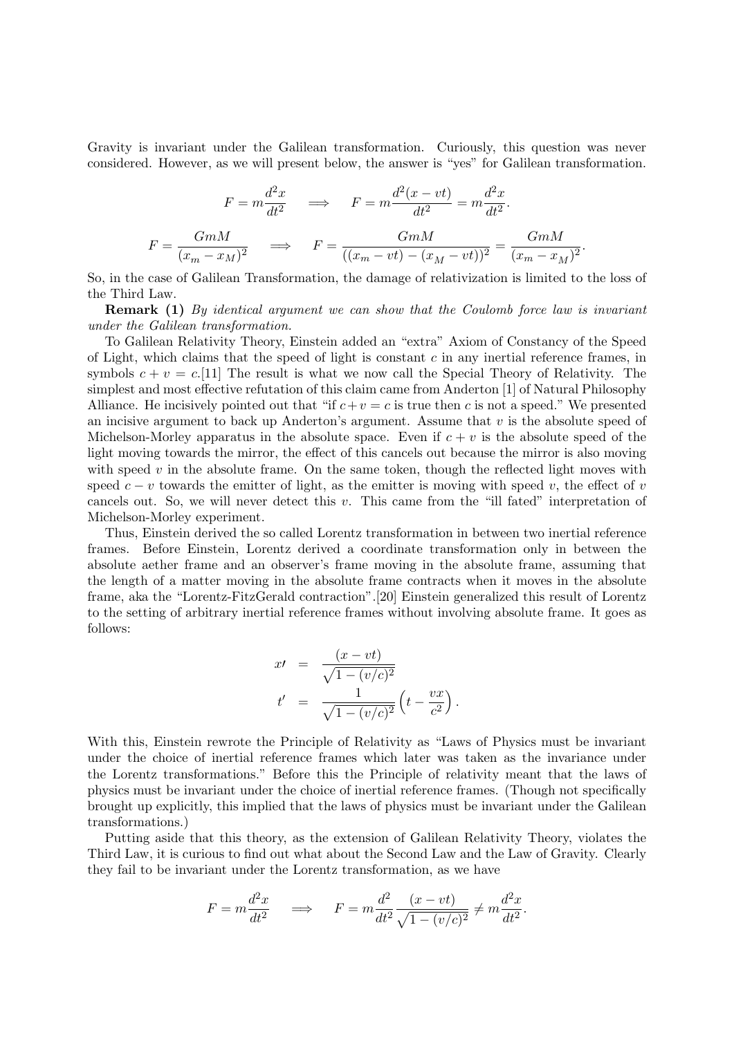Gravity is invariant under the Galilean transformation. Curiously, this question was never considered. However, as we will present below, the answer is "yes" for Galilean transformation.

$$F = m\frac{d^2x}{dt^2} \quad \Longrightarrow \quad F = m\frac{d^2(x-vt)}{dt^2} = m\frac{d^2x}{dt^2}.$$

$$F = \frac{GmM}{(x_m - x_M)^2} \quad \Longrightarrow \quad F = \frac{GmM}{((x_m - vt) - (x_M - vt))^2} = \frac{GmM}{(x_m - x_M)^2}.$$

So, in the case of Galilean Transformation, the damage of relativization is limited to the loss of the Third Law.

**Remark (1)** *By identical argument we can show that the Coulomb force law is invariant under the Galilean transformation.*

To Galilean Relativity Theory, Einstein added an "extra" Axiom of Constancy of the Speed of Light, which claims that the speed of light is constant $c$ in any inertial reference frames, in symbols $c + v = c$.[11] The result is what we now call the Special Theory of Relativity. The simplest and most effective refutation of this claim came from Anderton [1] of Natural Philosophy Alliance. He incisively pointed out that "if $c+v = c$ is true then $c$ is not a speed." We presented an incisive argument to back up Anderton's argument. Assume that $v$ is the absolute speed of Michelson-Morley apparatus in the absolute space. Even if $c + v$ is the absolute speed of the light moving towards the mirror, the effect of this cancels out because the mirror is also moving with speed $v$ in the absolute frame. On the same token, though the reflected light moves with speed $c - v$ towards the emitter of light, as the emitter is moving with speed $v$, the effect of $v$ cancels out. So, we will never detect this $v$. This came from the "ill fated" interpretation of Michelson-Morley experiment.

Thus, Einstein derived the so called Lorentz transformation in between two inertial reference frames. Before Einstein, Lorentz derived a coordinate transformation only in between the absolute aether frame and an observer's frame moving in the absolute frame, assuming that the length of a matter moving in the absolute frame contracts when it moves in the absolute frame, aka the "Lorentz-FitzGerald contraction".[20] Einstein generalized this result of Lorentz to the setting of arbitrary inertial reference frames without involving absolute frame. It goes as follows:

$$\begin{aligned} x\prime &= \frac{(x - vt)}{\sqrt{1 - (v/c)^2}} \\ t' &= \frac{1}{\sqrt{1 - (v/c)^2}}\left(t - \frac{vx}{c^2}\right). \end{aligned}$$

With this, Einstein rewrote the Principle of Relativity as "Laws of Physics must be invariant under the choice of inertial reference frames which later was taken as the invariance under the Lorentz transformations." Before this the Principle of relativity meant that the laws of physics must be invariant under the choice of inertial reference frames. (Though not specifically brought up explicitly, this implied that the laws of physics must be invariant under the Galilean transformations.)

Putting aside that this theory, as the extension of Galilean Relativity Theory, violates the Third Law, it is curious to find out what about the Second Law and the Law of Gravity. Clearly they fail to be invariant under the Lorentz transformation, as we have

$$F = m\frac{d^2x}{dt^2} \quad \Longrightarrow \quad F = m\frac{d^2}{dt^2}\frac{(x - vt)}{\sqrt{1-(v/c)^2}} \neq m\frac{d^2x}{dt^2}.$$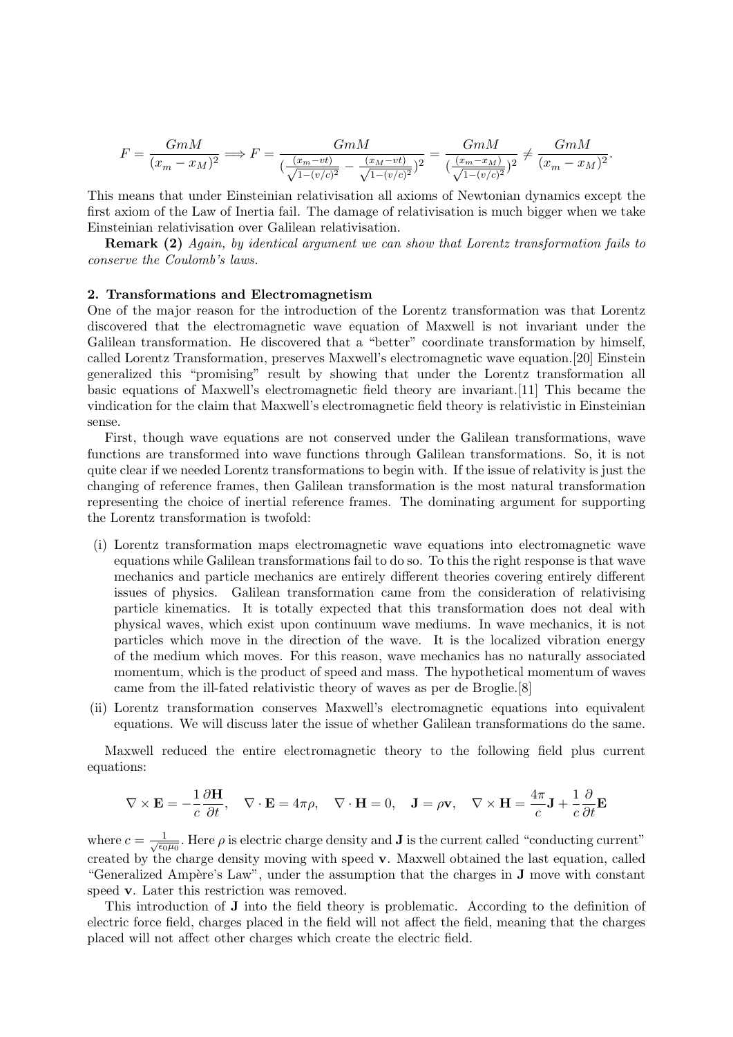$$F = \frac{GmM}{(x_m - x_M)^2} \Longrightarrow F = \frac{GmM}{(\frac{(x_m - vt)}{\sqrt{1-(v/c)^2}} - \frac{(x_M - vt)}{\sqrt{1-(v/c)^2}})^2} = \frac{GmM}{(\frac{(x_m - x_M)}{\sqrt{1-(v/c)^2}})^2} \neq \frac{GmM}{(x_m - x_M)^2}.$$

This means that under Einsteinian relativisation all axioms of Newtonian dynamics except the first axiom of the Law of Inertia fail. The damage of relativisation is much bigger when we take Einsteinian relativisation over Galilean relativisation.

**Remark (2)** *Again, by identical argument we can show that Lorentz transformation fails to conserve the Coulomb's laws.*

**2. Transformations and Electromagnetism**

One of the major reason for the introduction of the Lorentz transformation was that Lorentz discovered that the electromagnetic wave equation of Maxwell is not invariant under the Galilean transformation. He discovered that a "better" coordinate transformation by himself, called Lorentz Transformation, preserves Maxwell's electromagnetic wave equation.[20] Einstein generalized this "promising" result by showing that under the Lorentz transformation all basic equations of Maxwell's electromagnetic field theory are invariant.[11] This became the vindication for the claim that Maxwell's electromagnetic field theory is relativistic in Einsteinian sense.

First, though wave equations are not conserved under the Galilean transformations, wave functions are transformed into wave functions through Galilean transformations. So, it is not quite clear if we needed Lorentz transformations to begin with. If the issue of relativity is just the changing of reference frames, then Galilean transformation is the most natural transformation representing the choice of inertial reference frames. The dominating argument for supporting the Lorentz transformation is twofold:

(i) Lorentz transformation maps electromagnetic wave equations into electromagnetic wave equations while Galilean transformations fail to do so. To this the right response is that wave mechanics and particle mechanics are entirely different theories covering entirely different issues of physics. Galilean transformation came from the consideration of relativising particle kinematics. It is totally expected that this transformation does not deal with physical waves, which exist upon continuum wave mediums. In wave mechanics, it is not particles which move in the direction of the wave. It is the localized vibration energy of the medium which moves. For this reason, wave mechanics has no naturally associated momentum, which is the product of speed and mass. The hypothetical momentum of waves came from the ill-fated relativistic theory of waves as per de Broglie.[8]

(ii) Lorentz transformation conserves Maxwell's electromagnetic equations into equivalent equations. We will discuss later the issue of whether Galilean transformations do the same.

Maxwell reduced the entire electromagnetic theory to the following field plus current equations:

$$\nabla \times \mathbf{E} = -\frac{1}{c}\frac{\partial \mathbf{H}}{\partial t}, \quad \nabla \cdot \mathbf{E} = 4\pi\rho, \quad \nabla \cdot \mathbf{H} = 0, \quad \mathbf{J} = \rho\mathbf{v}, \quad \nabla \times \mathbf{H} = \frac{4\pi}{c}\mathbf{J} + \frac{1}{c}\frac{\partial}{\partial t}\mathbf{E}$$

where $c = \frac{1}{\sqrt{\epsilon_0 \mu_0}}$. Here $\rho$ is electric charge density and $\mathbf{J}$ is the current called "conducting current" created by the charge density moving with speed $\mathbf{v}$. Maxwell obtained the last equation, called "Generalized Ampère's Law", under the assumption that the charges in $\mathbf{J}$ move with constant speed $\mathbf{v}$. Later this restriction was removed.

This introduction of $\mathbf{J}$ into the field theory is problematic. According to the definition of electric force field, charges placed in the field will not affect the field, meaning that the charges placed will not affect other charges which create the electric field.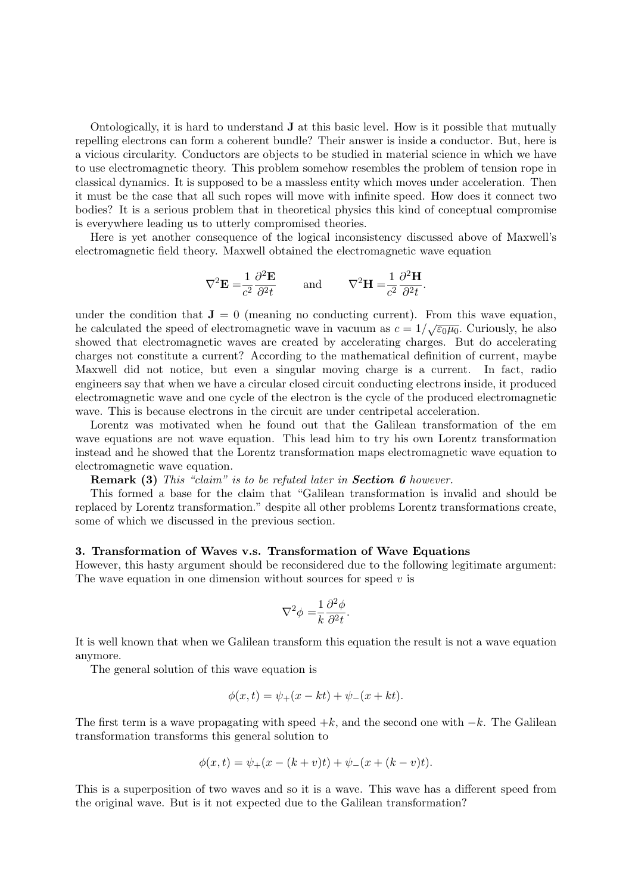Ontologically, it is hard to understand $\mathbf{J}$ at this basic level. How is it possible that mutually repelling electrons can form a coherent bundle? Their answer is inside a conductor. But, here is a vicious circularity. Conductors are objects to be studied in material science in which we have to use electromagnetic theory. This problem somehow resembles the problem of tension rope in classical dynamics. It is supposed to be a massless entity which moves under acceleration. Then it must be the case that all such ropes will move with infinite speed. How does it connect two bodies? It is a serious problem that in theoretical physics this kind of conceptual compromise is everywhere leading us to utterly compromised theories.

Here is yet another consequence of the logical inconsistency discussed above of Maxwell's electromagnetic field theory. Maxwell obtained the electromagnetic wave equation

$$\nabla^2 \mathbf{E} = \frac{1}{c^2}\frac{\partial^2 \mathbf{E}}{\partial^2 t} \qquad \text{and} \qquad \nabla^2 \mathbf{H} = \frac{1}{c^2}\frac{\partial^2 \mathbf{H}}{\partial^2 t}.$$

under the condition that $\mathbf{J} = 0$ (meaning no conducting current). From this wave equation, he calculated the speed of electromagnetic wave in vacuum as $c = 1/\sqrt{\varepsilon_0 \mu_0}$. Curiously, he also showed that electromagnetic waves are created by accelerating charges. But do accelerating charges not constitute a current? According to the mathematical definition of current, maybe Maxwell did not notice, but even a singular moving charge is a current. In fact, radio engineers say that when we have a circular closed circuit conducting electrons inside, it produced electromagnetic wave and one cycle of the electron is the cycle of the produced electromagnetic wave. This is because electrons in the circuit are under centripetal acceleration.

Lorentz was motivated when he found out that the Galilean transformation of the em wave equations are not wave equation. This lead him to try his own Lorentz transformation instead and he showed that the Lorentz transformation maps electromagnetic wave equation to electromagnetic wave equation.

**Remark (3)** *This "claim" is to be refuted later in **Section 6** however.*

This formed a base for the claim that "Galilean transformation is invalid and should be replaced by Lorentz transformation." despite all other problems Lorentz transformations create, some of which we discussed in the previous section.

### 3. Transformation of Waves v.s. Transformation of Wave Equations

However, this hasty argument should be reconsidered due to the following legitimate argument: The wave equation in one dimension without sources for speed $v$ is

$$\nabla^2 \phi = \frac{1}{k}\frac{\partial^2 \phi}{\partial^2 t}.$$

It is well known that when we Galilean transform this equation the result is not a wave equation anymore.

The general solution of this wave equation is

$$\phi(x,t) = \psi_+(x - kt) + \psi_-(x + kt).$$

The first term is a wave propagating with speed $+k$, and the second one with $-k$. The Galilean transformation transforms this general solution to

$$\phi(x,t) = \psi_+(x - (k+v)t) + \psi_-(x + (k-v)t).$$

This is a superposition of two waves and so it is a wave. This wave has a different speed from the original wave. But is it not expected due to the Galilean transformation?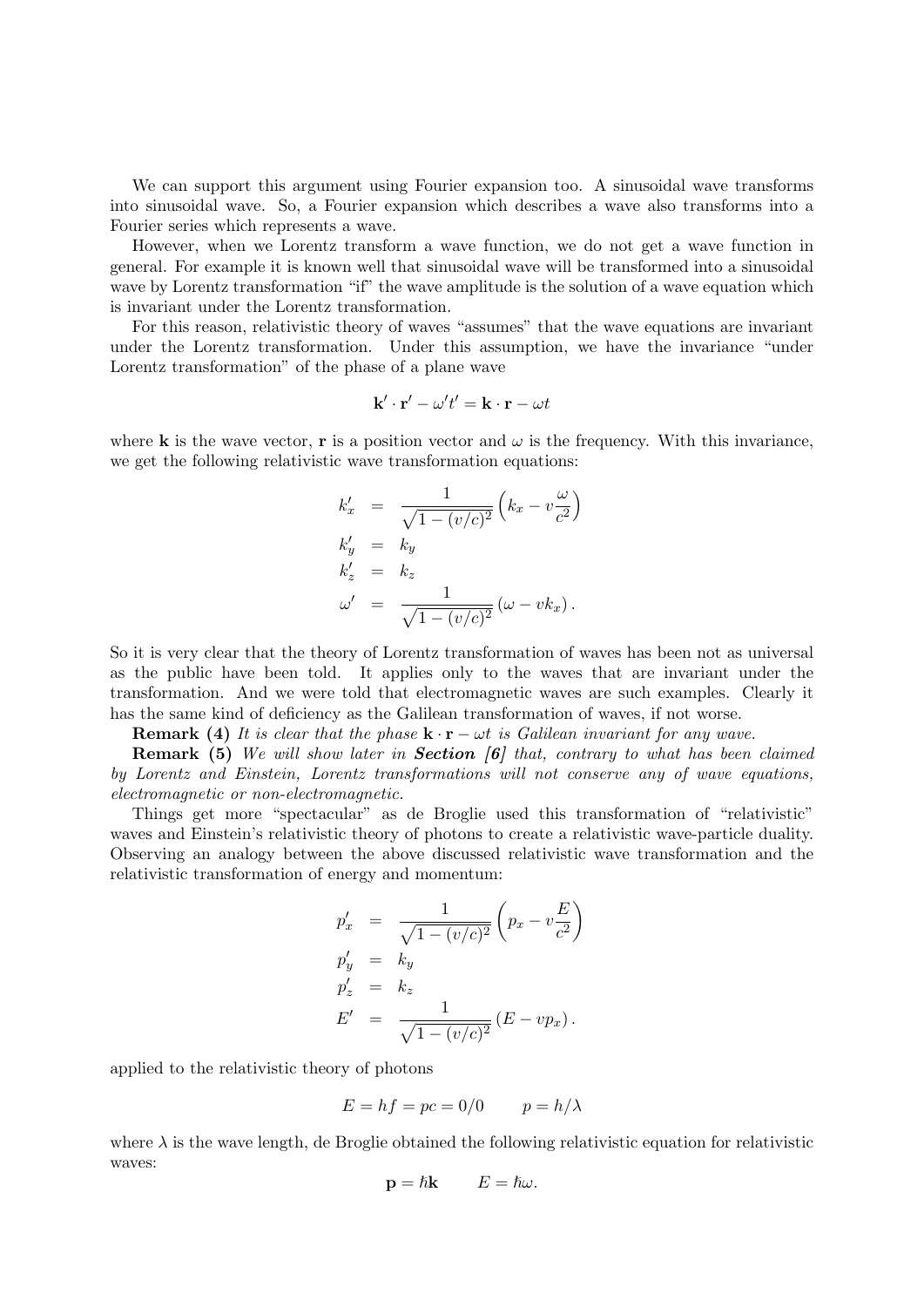We can support this argument using Fourier expansion too. A sinusoidal wave transforms into sinusoidal wave. So, a Fourier expansion which describes a wave also transforms into a Fourier series which represents a wave.

However, when we Lorentz transform a wave function, we do not get a wave function in general. For example it is known well that sinusoidal wave will be transformed into a sinusoidal wave by Lorentz transformation "if" the wave amplitude is the solution of a wave equation which is invariant under the Lorentz transformation.

For this reason, relativistic theory of waves "assumes" that the wave equations are invariant under the Lorentz transformation. Under this assumption, we have the invariance "under Lorentz transformation" of the phase of a plane wave

$$\mathbf{k}' \cdot \mathbf{r}' - \omega' t' = \mathbf{k} \cdot \mathbf{r} - \omega t$$

where $\mathbf{k}$ is the wave vector, $\mathbf{r}$ is a position vector and $\omega$ is the frequency. With this invariance, we get the following relativistic wave transformation equations:

$$\begin{aligned}
k'_x &= \frac{1}{\sqrt{1-(v/c)^2}}\left(k_x - v\frac{\omega}{c^2}\right) \\
k'_y &= k_y \\
k'_z &= k_z \\
\omega' &= \frac{1}{\sqrt{1-(v/c)^2}}\left(\omega - v k_x\right).
\end{aligned}$$

So it is very clear that the theory of Lorentz transformation of waves has been not as universal as the public have been told. It applies only to the waves that are invariant under the transformation. And we were told that electromagnetic waves are such examples. Clearly it has the same kind of deficiency as the Galilean transformation of waves, if not worse.

**Remark (4)** *It is clear that the phase $\mathbf{k} \cdot \mathbf{r} - \omega t$ is Galilean invariant for any wave.*

**Remark (5)** *We will show later in **Section [6]** that, contrary to what has been claimed by Lorentz and Einstein, Lorentz transformations will not conserve any of wave equations, electromagnetic or non-electromagnetic.*

Things get more "spectacular" as de Broglie used this transformation of "relativistic" waves and Einstein's relativistic theory of photons to create a relativistic wave-particle duality. Observing an analogy between the above discussed relativistic wave transformation and the relativistic transformation of energy and momentum:

$$\begin{aligned}
p'_x &= \frac{1}{\sqrt{1-(v/c)^2}}\left(p_x - v\frac{E}{c^2}\right) \\
p'_y &= k_y \\
p'_z &= k_z \\
E' &= \frac{1}{\sqrt{1-(v/c)^2}}\left(E - v p_x\right).
\end{aligned}$$

applied to the relativistic theory of photons

$$E = hf = pc = 0/0 \qquad p = h/\lambda$$

where $\lambda$ is the wave length, de Broglie obtained the following relativistic equation for relativistic waves:

$$\mathbf{p} = \hbar \mathbf{k} \qquad E = \hbar \omega.$$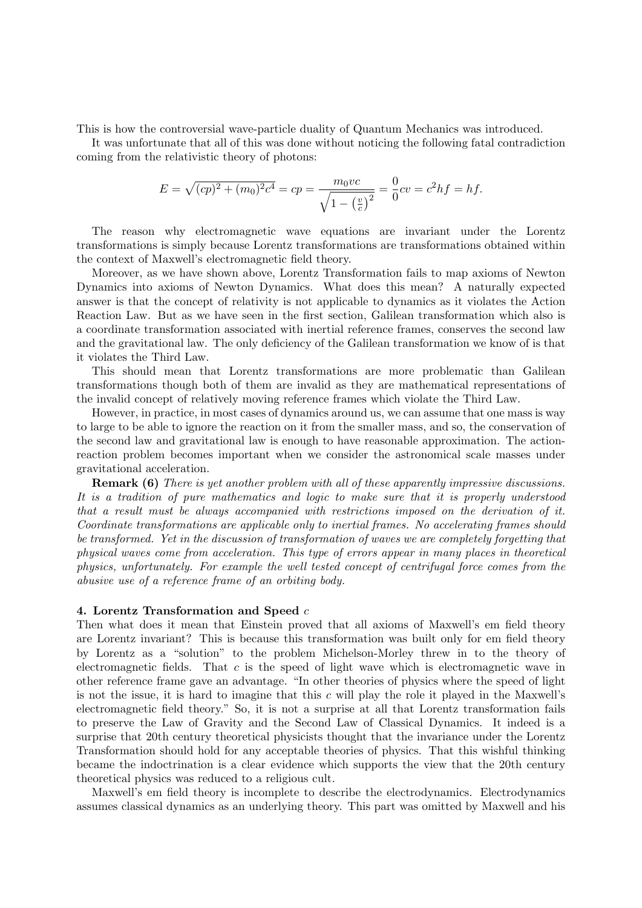This is how the controversial wave-particle duality of Quantum Mechanics was introduced.

It was unfortunate that all of this was done without noticing the following fatal contradiction coming from the relativistic theory of photons:

$$E = \sqrt{(cp)^2 + (m_0)^2 c^4} = cp = \frac{m_0 v c}{\sqrt{1 - \left(\frac{v}{c}\right)^2}} = \frac{0}{0} cv = c^2 hf = hf.$$

The reason why electromagnetic wave equations are invariant under the Lorentz transformations is simply because Lorentz transformations are transformations obtained within the context of Maxwell's electromagnetic field theory.

Moreover, as we have shown above, Lorentz Transformation fails to map axioms of Newton Dynamics into axioms of Newton Dynamics. What does this mean? A naturally expected answer is that the concept of relativity is not applicable to dynamics as it violates the Action Reaction Law. But as we have seen in the first section, Galilean transformation which also is a coordinate transformation associated with inertial reference frames, conserves the second law and the gravitational law. The only deficiency of the Galilean transformation we know of is that it violates the Third Law.

This should mean that Lorentz transformations are more problematic than Galilean transformations though both of them are invalid as they are mathematical representations of the invalid concept of relatively moving reference frames which violate the Third Law.

However, in practice, in most cases of dynamics around us, we can assume that one mass is way to large to be able to ignore the reaction on it from the smaller mass, and so, the conservation of the second law and gravitational law is enough to have reasonable approximation. The action-reaction problem becomes important when we consider the astronomical scale masses under gravitational acceleration.

**Remark (6)** *There is yet another problem with all of these apparently impressive discussions. It is a tradition of pure mathematics and logic to make sure that it is properly understood that a result must be always accompanied with restrictions imposed on the derivation of it. Coordinate transformations are applicable only to inertial frames. No accelerating frames should be transformed. Yet in the discussion of transformation of waves we are completely forgetting that physical waves come from acceleration. This type of errors appear in many places in theoretical physics, unfortunately. For example the well tested concept of centrifugal force comes from the abusive use of a reference frame of an orbiting body.*

### 4. Lorentz Transformation and Speed $c$

Then what does it mean that Einstein proved that all axioms of Maxwell's em field theory are Lorentz invariant? This is because this transformation was built only for em field theory by Lorentz as a "solution" to the problem Michelson-Morley threw in to the theory of electromagnetic fields. That $c$ is the speed of light wave which is electromagnetic wave in other reference frame gave an advantage. "In other theories of physics where the speed of light is not the issue, it is hard to imagine that this $c$ will play the role it played in the Maxwell's electromagnetic field theory." So, it is not a surprise at all that Lorentz transformation fails to preserve the Law of Gravity and the Second Law of Classical Dynamics. It indeed is a surprise that 20th century theoretical physicists thought that the invariance under the Lorentz Transformation should hold for any acceptable theories of physics. That this wishful thinking became the indoctrination is a clear evidence which supports the view that the 20th century theoretical physics was reduced to a religious cult.

Maxwell's em field theory is incomplete to describe the electrodynamics. Electrodynamics assumes classical dynamics as an underlying theory. This part was omitted by Maxwell and his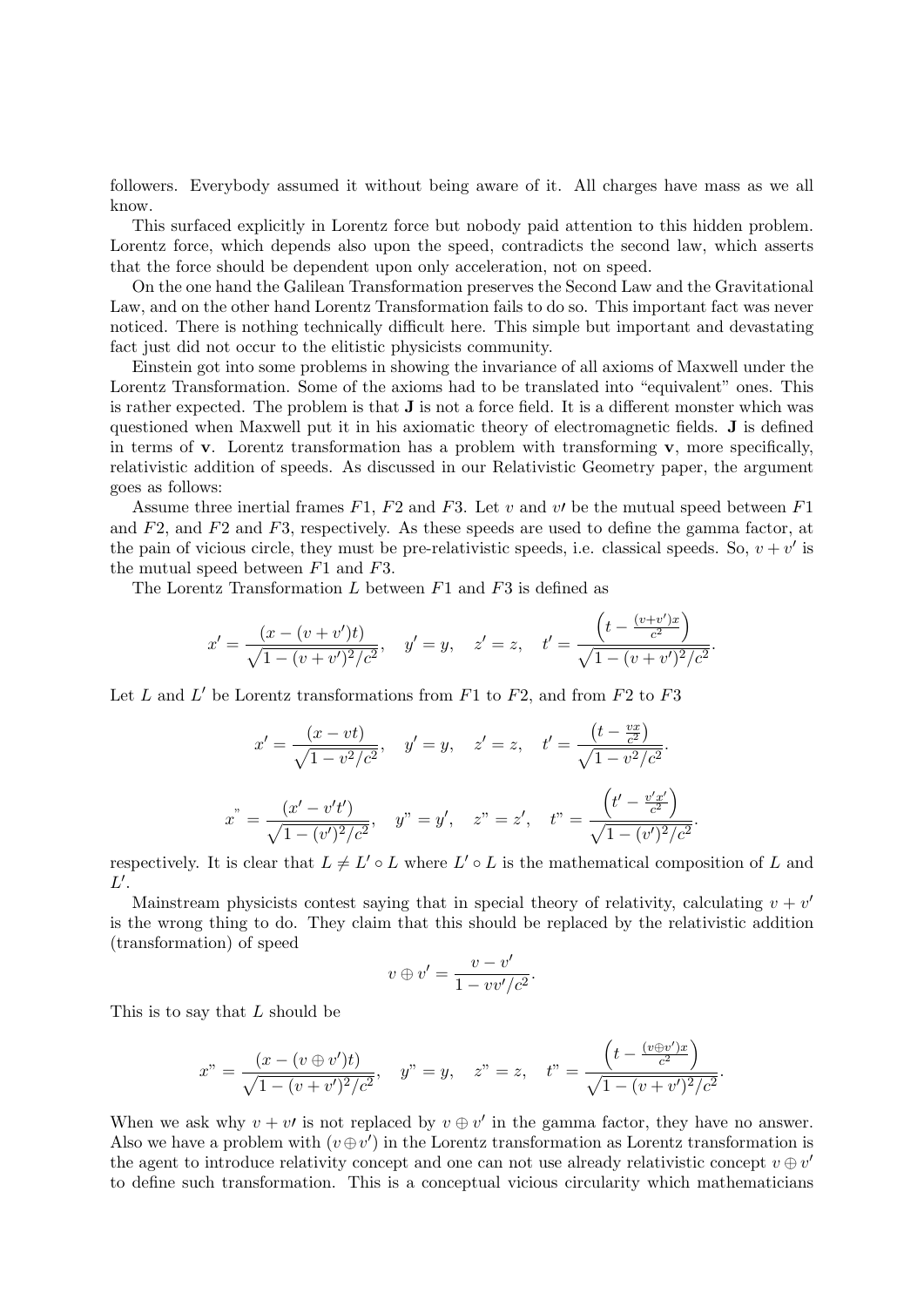followers. Everybody assumed it without being aware of it. All charges have mass as we all know.

This surfaced explicitly in Lorentz force but nobody paid attention to this hidden problem. Lorentz force, which depends also upon the speed, contradicts the second law, which asserts that the force should be dependent upon only acceleration, not on speed.

On the one hand the Galilean Transformation preserves the Second Law and the Gravitational Law, and on the other hand Lorentz Transformation fails to do so. This important fact was never noticed. There is nothing technically difficult here. This simple but important and devastating fact just did not occur to the elitistic physicists community.

Einstein got into some problems in showing the invariance of all axioms of Maxwell under the Lorentz Transformation. Some of the axioms had to be translated into "equivalent" ones. This is rather expected. The problem is that **J** is not a force field. It is a different monster which was questioned when Maxwell put it in his axiomatic theory of electromagnetic fields. **J** is defined in terms of **v**. Lorentz transformation has a problem with transforming **v**, more specifically, relativistic addition of speeds. As discussed in our Relativistic Geometry paper, the argument goes as follows:

Assume three inertial frames $F1$, $F2$ and $F3$. Let $v$ and $v\prime$ be the mutual speed between $F1$ and $F2$, and $F2$ and $F3$, respectively. As these speeds are used to define the gamma factor, at the pain of vicious circle, they must be pre-relativistic speeds, i.e. classical speeds. So, $v + v'$ is the mutual speed between $F1$ and $F3$.

The Lorentz Transformation $L$ between $F1$ and $F3$ is defined as

$$x' = \frac{(x - (v + v')t)}{\sqrt{1 - (v + v')^2/c^2}}, \quad y' = y, \quad z' = z, \quad t' = \frac{\left(t - \frac{(v+v')x}{c^2}\right)}{\sqrt{1 - (v + v')^2/c^2}}.$$

Let $L$ and $L'$ be Lorentz transformations from $F1$ to $F2$, and from $F2$ to $F3$

$$x' = \frac{(x - vt)}{\sqrt{1 - v^2/c^2}}, \quad y' = y, \quad z' = z, \quad t' = \frac{\left(t - \frac{vx}{c^2}\right)}{\sqrt{1 - v^2/c^2}}.$$

$$x" = \frac{(x' - v't')}{\sqrt{1 - (v')^2/c^2}}, \quad y" = y', \quad z" = z', \quad t" = \frac{\left(t' - \frac{v'x'}{c^2}\right)}{\sqrt{1 - (v')^2/c^2}}.$$

respectively. It is clear that $L \neq L' \circ L$ where $L' \circ L$ is the mathematical composition of $L$ and $L'$.

Mainstream physicists contest saying that in special theory of relativity, calculating $v + v'$ is the wrong thing to do. They claim that this should be replaced by the relativistic addition (transformation) of speed

$$v \oplus v' = \frac{v - v'}{1 - vv'/c^2}.$$

This is to say that $L$ should be

$$x" = \frac{(x - (v \oplus v')t)}{\sqrt{1 - (v + v')^2/c^2}}, \quad y" = y, \quad z" = z, \quad t" = \frac{\left(t - \frac{(v \oplus v')x}{c^2}\right)}{\sqrt{1 - (v + v')^2/c^2}}.$$

When we ask why $v + v\prime$ is not replaced by $v \oplus v'$ in the gamma factor, they have no answer. Also we have a problem with $(v \oplus v')$ in the Lorentz transformation as Lorentz transformation is the agent to introduce relativity concept and one can not use already relativistic concept $v \oplus v'$ to define such transformation. This is a conceptual vicious circularity which mathematicians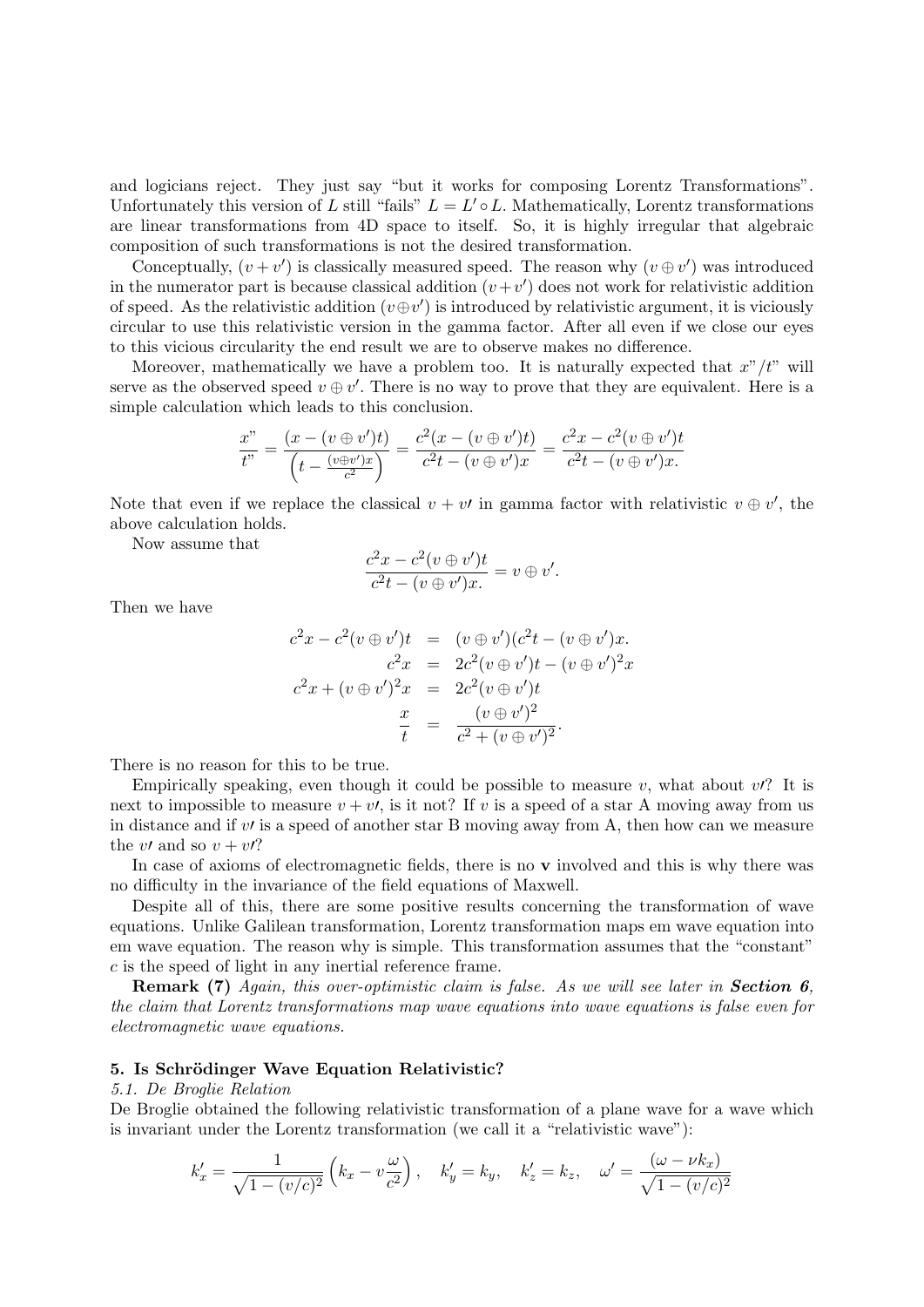and logicians reject. They just say "but it works for composing Lorentz Transformations". Unfortunately this version of $L$ still "fails" $L = L' \circ L$. Mathematically, Lorentz transformations are linear transformations from 4D space to itself. So, it is highly irregular that algebraic composition of such transformations is not the desired transformation.

Conceptually, $(v + v')$ is classically measured speed. The reason why $(v \oplus v')$ was introduced in the numerator part is because classical addition $(v + v')$ does not work for relativistic addition of speed. As the relativistic addition $(v \oplus v')$ is introduced by relativistic argument, it is viciously circular to use this relativistic version in the gamma factor. After all even if we close our eyes to this vicious circularity the end result we are to observe makes no difference.

Moreover, mathematically we have a problem too. It is naturally expected that $x"/t"$ will serve as the observed speed $v \oplus v'$. There is no way to prove that they are equivalent. Here is a simple calculation which leads to this conclusion.

$$\frac{x"}{t"} = \frac{(x - (v \oplus v')t)}{\left(t - \frac{(v \oplus v')x}{c^2}\right)} = \frac{c^2(x - (v \oplus v')t)}{c^2 t - (v \oplus v')x} = \frac{c^2 x - c^2(v \oplus v')t}{c^2 t - (v \oplus v')x.}$$

Note that even if we replace the classical $v + v\prime$ in gamma factor with relativistic $v \oplus v'$, the above calculation holds.

Now assume that

$$\frac{c^2 x - c^2(v \oplus v')t}{c^2 t - (v \oplus v')x.} = v \oplus v'.$$

Then we have

$$\begin{aligned}
c^2 x - c^2(v \oplus v')t &= (v \oplus v')(c^2 t - (v \oplus v')x. \\
c^2 x &= 2c^2(v \oplus v')t - (v \oplus v')^2 x \\
c^2 x + (v \oplus v')^2 x &= 2c^2(v \oplus v')t \\
\frac{x}{t} &= \frac{(v \oplus v')^2}{c^2 + (v \oplus v')^2}.
\end{aligned}$$

There is no reason for this to be true.

Empirically speaking, even though it could be possible to measure $v$, what about $v\prime$? It is next to impossible to measure $v + v\prime$, is it not? If $v$ is a speed of a star A moving away from us in distance and if $v\prime$ is a speed of another star B moving away from A, then how can we measure the $v\prime$ and so $v + v\prime$?

In case of axioms of electromagnetic fields, there is no $\mathbf{v}$ involved and this is why there was no difficulty in the invariance of the field equations of Maxwell.

Despite all of this, there are some positive results concerning the transformation of wave equations. Unlike Galilean transformation, Lorentz transformation maps em wave equation into em wave equation. The reason why is simple. This transformation assumes that the "constant" $c$ is the speed of light in any inertial reference frame.

**Remark (7)** *Again, this over-optimistic claim is false. As we will see later in* ***Section 6****, the claim that Lorentz transformations map wave equations into wave equations is false even for electromagnetic wave equations.*

## 5. Is Schrödinger Wave Equation Relativistic?

### *5.1. De Broglie Relation*

De Broglie obtained the following relativistic transformation of a plane wave for a wave which is invariant under the Lorentz transformation (we call it a "relativistic wave"):

$$k'_x = \frac{1}{\sqrt{1 - (v/c)^2}}\left(k_x - v\frac{\omega}{c^2}\right), \quad k'_y = k_y, \quad k'_z = k_z, \quad \omega' = \frac{(\omega - \nu k_x)}{\sqrt{1 - (v/c)^2}}$$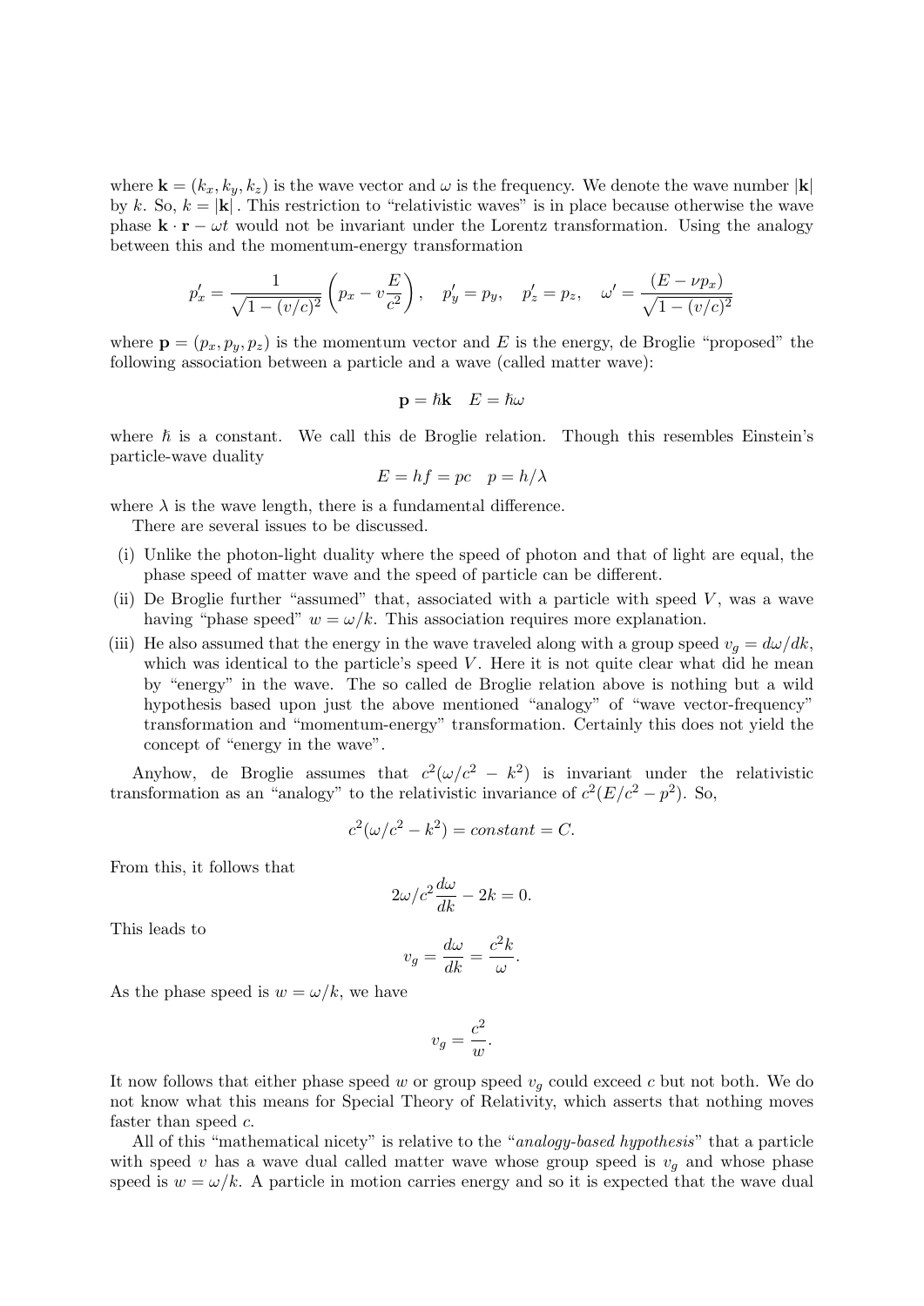where $\mathbf{k} = (k_x, k_y, k_z)$ is the wave vector and $\omega$ is the frequency. We denote the wave number $|\mathbf{k}|$ by $k$. So, $k = |\mathbf{k}|$. This restriction to "relativistic waves" is in place because otherwise the wave phase $\mathbf{k} \cdot \mathbf{r} - \omega t$ would not be invariant under the Lorentz transformation. Using the analogy between this and the momentum-energy transformation

$$p'_x = \frac{1}{\sqrt{1-(v/c)^2}}\left(p_x - v\frac{E}{c^2}\right), \quad p'_y = p_y, \quad p'_z = p_z, \quad \omega' = \frac{(E - \nu p_x)}{\sqrt{1-(v/c)^2}}$$

where $\mathbf{p} = (p_x, p_y, p_z)$ is the momentum vector and $E$ is the energy, de Broglie "proposed" the following association between a particle and a wave (called matter wave):

$$\mathbf{p} = \hbar\mathbf{k} \quad E = \hbar\omega$$

where $\hbar$ is a constant. We call this de Broglie relation. Though this resembles Einstein's particle-wave duality

$$E = hf = pc \quad p = h/\lambda$$

where $\lambda$ is the wave length, there is a fundamental difference.

There are several issues to be discussed.

(i) Unlike the photon-light duality where the speed of photon and that of light are equal, the phase speed of matter wave and the speed of particle can be different.

(ii) De Broglie further "assumed" that, associated with a particle with speed $V$, was a wave having "phase speed" $w = \omega/k$. This association requires more explanation.

(iii) He also assumed that the energy in the wave traveled along with a group speed $v_g = d\omega/dk$, which was identical to the particle's speed $V$. Here it is not quite clear what did he mean by "energy" in the wave. The so called de Broglie relation above is nothing but a wild hypothesis based upon just the above mentioned "analogy" of "wave vector-frequency" transformation and "momentum-energy" transformation. Certainly this does not yield the concept of "energy in the wave".

Anyhow, de Broglie assumes that $c^2(\omega/c^2 - k^2)$ is invariant under the relativistic transformation as an "analogy" to the relativistic invariance of $c^2(E/c^2 - p^2)$. So,

$$c^2(\omega/c^2 - k^2) = constant = C.$$

From this, it follows that

$$2\omega/c^2\frac{d\omega}{dk} - 2k = 0.$$

This leads to

$$v_g = \frac{d\omega}{dk} = \frac{c^2 k}{\omega}.$$

As the phase speed is $w = \omega/k$, we have

$$v_g = \frac{c^2}{w}.$$

It now follows that either phase speed $w$ or group speed $v_g$ could exceed $c$ but not both. We do not know what this means for Special Theory of Relativity, which asserts that nothing moves faster than speed $c$.

All of this "mathematical nicety" is relative to the "*analogy-based hypothesis*" that a particle with speed $v$ has a wave dual called matter wave whose group speed is $v_g$ and whose phase speed is $w = \omega/k$. A particle in motion carries energy and so it is expected that the wave dual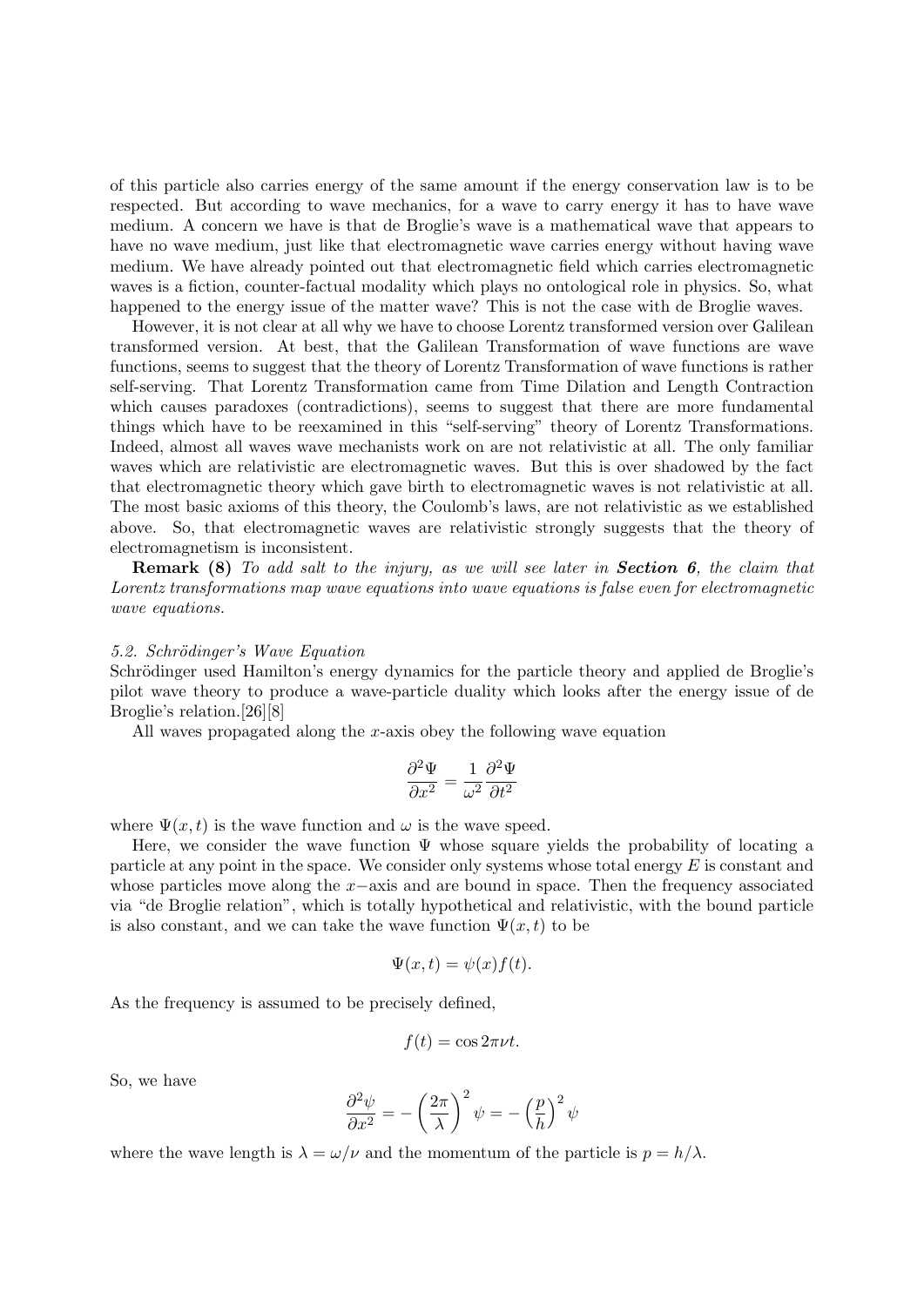of this particle also carries energy of the same amount if the energy conservation law is to be respected. But according to wave mechanics, for a wave to carry energy it has to have wave medium. A concern we have is that de Broglie's wave is a mathematical wave that appears to have no wave medium, just like that electromagnetic wave carries energy without having wave medium. We have already pointed out that electromagnetic field which carries electromagnetic waves is a fiction, counter-factual modality which plays no ontological role in physics. So, what happened to the energy issue of the matter wave? This is not the case with de Broglie waves.

However, it is not clear at all why we have to choose Lorentz transformed version over Galilean transformed version. At best, that the Galilean Transformation of wave functions are wave functions, seems to suggest that the theory of Lorentz Transformation of wave functions is rather self-serving. That Lorentz Transformation came from Time Dilation and Length Contraction which causes paradoxes (contradictions), seems to suggest that there are more fundamental things which have to be reexamined in this "self-serving" theory of Lorentz Transformations. Indeed, almost all waves wave mechanists work on are not relativistic at all. The only familiar waves which are relativistic are electromagnetic waves. But this is over shadowed by the fact that electromagnetic theory which gave birth to electromagnetic waves is not relativistic at all. The most basic axioms of this theory, the Coulomb's laws, are not relativistic as we established above. So, that electromagnetic waves are relativistic strongly suggests that the theory of electromagnetism is inconsistent.

**Remark (8)** *To add salt to the injury, as we will see later in **Section 6**, the claim that Lorentz transformations map wave equations into wave equations is false even for electromagnetic wave equations.*

*5.2. Schrödinger's Wave Equation*

Schrödinger used Hamilton's energy dynamics for the particle theory and applied de Broglie's pilot wave theory to produce a wave-particle duality which looks after the energy issue of de Broglie's relation.[26][8]

All waves propagated along the $x$-axis obey the following wave equation

$$\frac{\partial^2 \Psi}{\partial x^2} = \frac{1}{\omega^2}\frac{\partial^2 \Psi}{\partial t^2}$$

where $\Psi(x,t)$ is the wave function and $\omega$ is the wave speed.

Here, we consider the wave function $\Psi$ whose square yields the probability of locating a particle at any point in the space. We consider only systems whose total energy $E$ is constant and whose particles move along the $x-$axis and are bound in space. Then the frequency associated via "de Broglie relation", which is totally hypothetical and relativistic, with the bound particle is also constant, and we can take the wave function $\Psi(x,t)$ to be

$$\Psi(x,t) = \psi(x)f(t).$$

As the frequency is assumed to be precisely defined,

$$f(t) = \cos 2\pi\nu t.$$

So, we have

$$\frac{\partial^2 \psi}{\partial x^2} = -\left(\frac{2\pi}{\lambda}\right)^2 \psi = -\left(\frac{p}{h}\right)^2 \psi$$

where the wave length is $\lambda = \omega/\nu$ and the momentum of the particle is $p = h/\lambda$.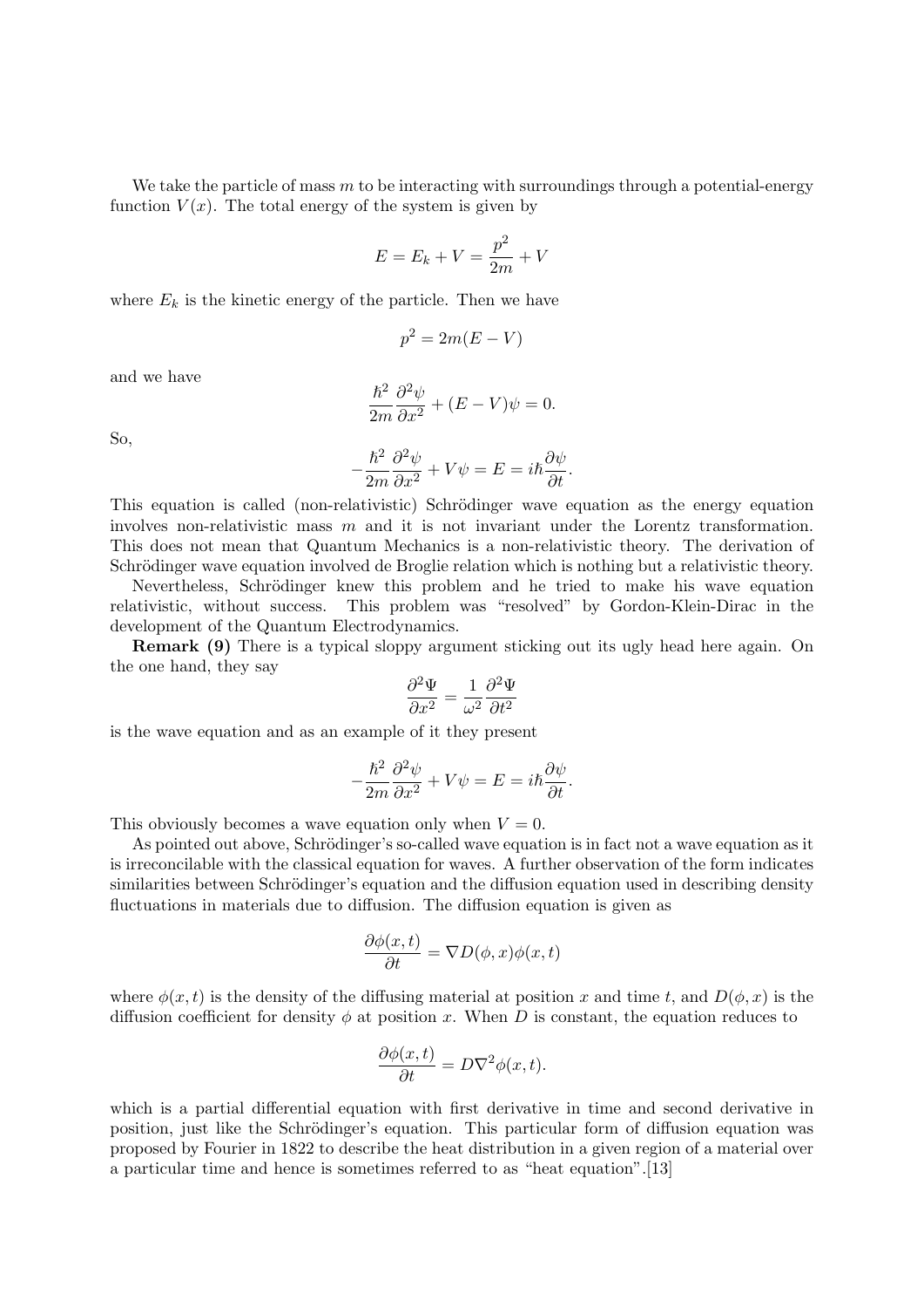We take the particle of mass $m$ to be interacting with surroundings through a potential-energy function $V(x)$. The total energy of the system is given by

$$E = E_k + V = \frac{p^2}{2m} + V$$

where $E_k$ is the kinetic energy of the particle. Then we have

$$p^2 = 2m(E - V)$$

and we have

$$\frac{\hbar^2}{2m}\frac{\partial^2 \psi}{\partial x^2} + (E - V)\psi = 0.$$

So,

$$-\frac{\hbar^2}{2m}\frac{\partial^2 \psi}{\partial x^2} + V\psi = E = i\hbar\frac{\partial \psi}{\partial t}.$$

This equation is called (non-relativistic) Schrödinger wave equation as the energy equation involves non-relativistic mass $m$ and it is not invariant under the Lorentz transformation. This does not mean that Quantum Mechanics is a non-relativistic theory. The derivation of Schrödinger wave equation involved de Broglie relation which is nothing but a relativistic theory.

Nevertheless, Schrödinger knew this problem and he tried to make his wave equation relativistic, without success. This problem was "resolved" by Gordon-Klein-Dirac in the development of the Quantum Electrodynamics.

**Remark (9)** There is a typical sloppy argument sticking out its ugly head here again. On the one hand, they say

$$\frac{\partial^2 \Psi}{\partial x^2} = \frac{1}{\omega^2}\frac{\partial^2 \Psi}{\partial t^2}$$

is the wave equation and as an example of it they present

$$-\frac{\hbar^2}{2m}\frac{\partial^2 \psi}{\partial x^2} + V\psi = E = i\hbar\frac{\partial \psi}{\partial t}.$$

This obviously becomes a wave equation only when $V = 0$.

As pointed out above, Schrödinger's so-called wave equation is in fact not a wave equation as it is irreconcilable with the classical equation for waves. A further observation of the form indicates similarities between Schrödinger's equation and the diffusion equation used in describing density fluctuations in materials due to diffusion. The diffusion equation is given as

$$\frac{\partial \phi(x,t)}{\partial t} = \nabla D(\phi, x)\phi(x,t)$$

where $\phi(x,t)$ is the density of the diffusing material at position $x$ and time $t$, and $D(\phi, x)$ is the diffusion coefficient for density $\phi$ at position $x$. When $D$ is constant, the equation reduces to

$$\frac{\partial \phi(x,t)}{\partial t} = D\nabla^2 \phi(x,t).$$

which is a partial differential equation with first derivative in time and second derivative in position, just like the Schrödinger's equation. This particular form of diffusion equation was proposed by Fourier in 1822 to describe the heat distribution in a given region of a material over a particular time and hence is sometimes referred to as "heat equation".[13]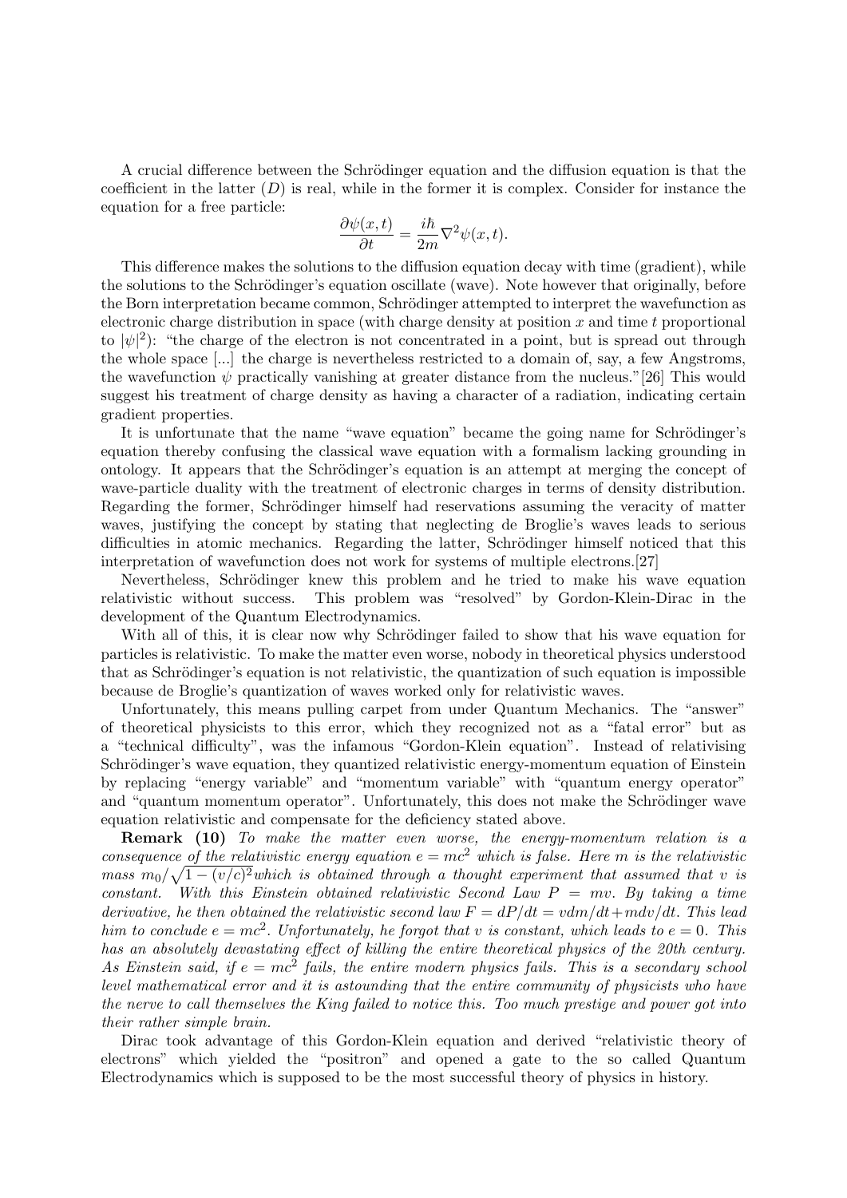A crucial difference between the Schrödinger equation and the diffusion equation is that the coefficient in the latter ($D$) is real, while in the former it is complex. Consider for instance the equation for a free particle:

$$\frac{\partial \psi(x,t)}{\partial t} = \frac{i\hbar}{2m}\nabla^2\psi(x,t).$$

This difference makes the solutions to the diffusion equation decay with time (gradient), while the solutions to the Schrödinger's equation oscillate (wave). Note however that originally, before the Born interpretation became common, Schrödinger attempted to interpret the wavefunction as electronic charge distribution in space (with charge density at position $x$ and time $t$ proportional to $|\psi|^2$): "the charge of the electron is not concentrated in a point, but is spread out through the whole space [...] the charge is nevertheless restricted to a domain of, say, a few Angstroms, the wavefunction $\psi$ practically vanishing at greater distance from the nucleus."[26] This would suggest his treatment of charge density as having a character of a radiation, indicating certain gradient properties.

It is unfortunate that the name "wave equation" became the going name for Schrödinger's equation thereby confusing the classical wave equation with a formalism lacking grounding in ontology. It appears that the Schrödinger's equation is an attempt at merging the concept of wave-particle duality with the treatment of electronic charges in terms of density distribution. Regarding the former, Schrödinger himself had reservations assuming the veracity of matter waves, justifying the concept by stating that neglecting de Broglie's waves leads to serious difficulties in atomic mechanics. Regarding the latter, Schrödinger himself noticed that this interpretation of wavefunction does not work for systems of multiple electrons.[27]

Nevertheless, Schrödinger knew this problem and he tried to make his wave equation relativistic without success. This problem was "resolved" by Gordon-Klein-Dirac in the development of the Quantum Electrodynamics.

With all of this, it is clear now why Schrödinger failed to show that his wave equation for particles is relativistic. To make the matter even worse, nobody in theoretical physics understood that as Schrödinger's equation is not relativistic, the quantization of such equation is impossible because de Broglie's quantization of waves worked only for relativistic waves.

Unfortunately, this means pulling carpet from under Quantum Mechanics. The "answer" of theoretical physicists to this error, which they recognized not as a "fatal error" but as a "technical difficulty", was the infamous "Gordon-Klein equation". Instead of relativising Schrödinger's wave equation, they quantized relativistic energy-momentum equation of Einstein by replacing "energy variable" and "momentum variable" with "quantum energy operator" and "quantum momentum operator". Unfortunately, this does not make the Schrödinger wave equation relativistic and compensate for the deficiency stated above.

**Remark (10)** *To make the matter even worse, the energy-momentum relation is a consequence of the relativistic energy equation $e = mc^2$ which is false. Here $m$ is the relativistic mass $m_0/\sqrt{1-(v/c)^2}$ which is obtained through a thought experiment that assumed that $v$ is constant. With this Einstein obtained relativistic Second Law $P = mv$. By taking a time derivative, he then obtained the relativistic second law $F = dP/dt = vdm/dt + mdv/dt$. This lead him to conclude $e = mc^2$. Unfortunately, he forgot that $v$ is constant, which leads to $e = 0$. This has an absolutely devastating effect of killing the entire theoretical physics of the 20th century. As Einstein said, if $e = mc^2$ fails, the entire modern physics fails. This is a secondary school level mathematical error and it is astounding that the entire community of physicists who have the nerve to call themselves the King failed to notice this. Too much prestige and power got into their rather simple brain.*

Dirac took advantage of this Gordon-Klein equation and derived "relativistic theory of electrons" which yielded the "positron" and opened a gate to the so called Quantum Electrodynamics which is supposed to be the most successful theory of physics in history.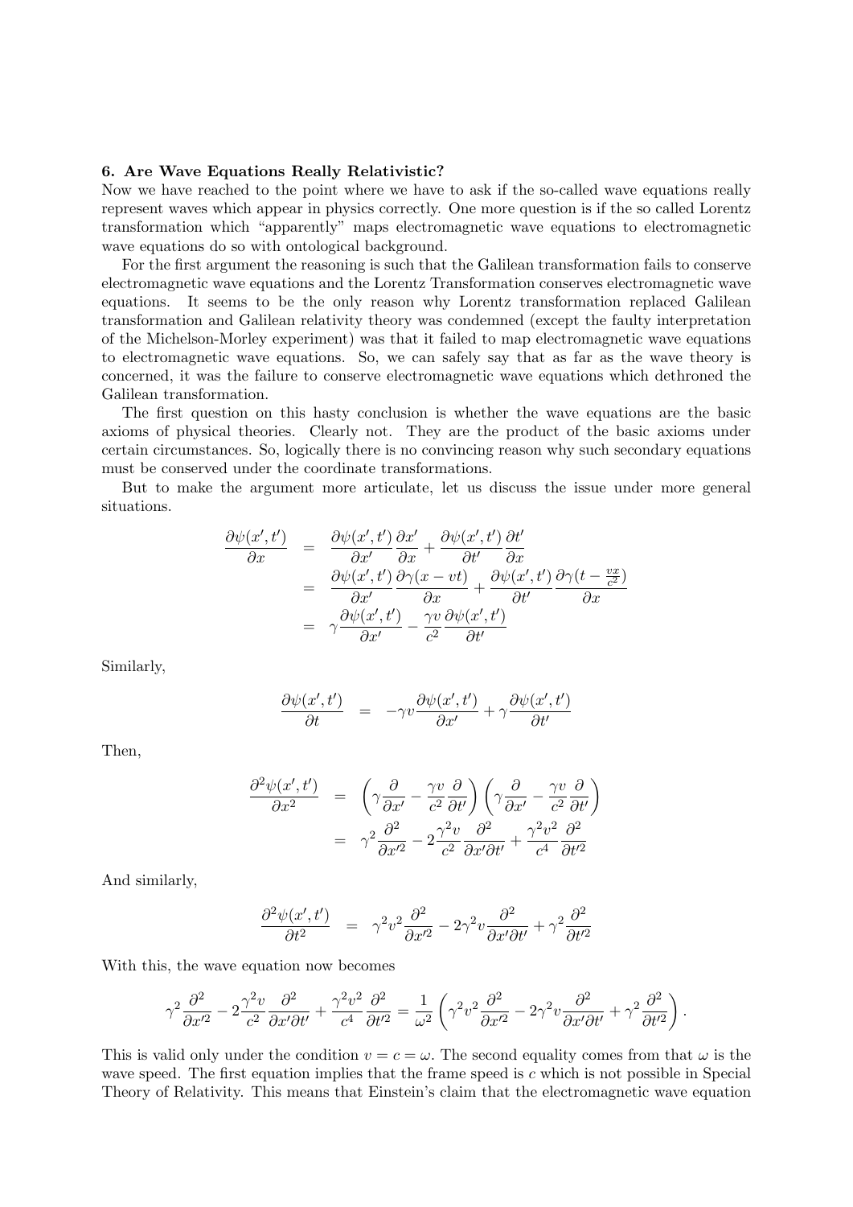### 6. Are Wave Equations Really Relativistic?

Now we have reached to the point where we have to ask if the so-called wave equations really represent waves which appear in physics correctly. One more question is if the so called Lorentz transformation which "apparently" maps electromagnetic wave equations to electromagnetic wave equations do so with ontological background.

For the first argument the reasoning is such that the Galilean transformation fails to conserve electromagnetic wave equations and the Lorentz Transformation conserves electromagnetic wave equations. It seems to be the only reason why Lorentz transformation replaced Galilean transformation and Galilean relativity theory was condemned (except the faulty interpretation of the Michelson-Morley experiment) was that it failed to map electromagnetic wave equations to electromagnetic wave equations. So, we can safely say that as far as the wave theory is concerned, it was the failure to conserve electromagnetic wave equations which dethroned the Galilean transformation.

The first question on this hasty conclusion is whether the wave equations are the basic axioms of physical theories. Clearly not. They are the product of the basic axioms under certain circumstances. So, logically there is no convincing reason why such secondary equations must be conserved under the coordinate transformations.

But to make the argument more articulate, let us discuss the issue under more general situations.

$$
\begin{aligned}
\frac{\partial \psi(x',t')}{\partial x} &= \frac{\partial \psi(x',t')}{\partial x'}\frac{\partial x'}{\partial x} + \frac{\partial \psi(x',t')}{\partial t'}\frac{\partial t'}{\partial x} \\
&= \frac{\partial \psi(x',t')}{\partial x'}\frac{\partial \gamma(x-vt)}{\partial x} + \frac{\partial \psi(x',t')}{\partial t'}\frac{\partial \gamma(t-\frac{vx}{c^2})}{\partial x} \\
&= \gamma\frac{\partial \psi(x',t')}{\partial x'} - \frac{\gamma v}{c^2}\frac{\partial \psi(x',t')}{\partial t'}
\end{aligned}
$$

Similarly,

$$
\frac{\partial \psi(x',t')}{\partial t} = -\gamma v\frac{\partial \psi(x',t')}{\partial x'} + \gamma\frac{\partial \psi(x',t')}{\partial t'}
$$

Then,

$$
\begin{aligned}
\frac{\partial^2 \psi(x',t')}{\partial x^2} &= \left(\gamma\frac{\partial}{\partial x'} - \frac{\gamma v}{c^2}\frac{\partial}{\partial t'}\right)\left(\gamma\frac{\partial}{\partial x'} - \frac{\gamma v}{c^2}\frac{\partial}{\partial t'}\right) \\
&= \gamma^2\frac{\partial^2}{\partial x'^2} - 2\frac{\gamma^2 v}{c^2}\frac{\partial^2}{\partial x'\partial t'} + \frac{\gamma^2 v^2}{c^4}\frac{\partial^2}{\partial t'^2}
\end{aligned}
$$

And similarly,

$$
\frac{\partial^2 \psi(x',t')}{\partial t^2} = \gamma^2 v^2\frac{\partial^2}{\partial x'^2} - 2\gamma^2 v\frac{\partial^2}{\partial x'\partial t'} + \gamma^2\frac{\partial^2}{\partial t'^2}
$$

With this, the wave equation now becomes

$$
\gamma^2\frac{\partial^2}{\partial x'^2} - 2\frac{\gamma^2 v}{c^2}\frac{\partial^2}{\partial x'\partial t'} + \frac{\gamma^2 v^2}{c^4}\frac{\partial^2}{\partial t'^2} = \frac{1}{\omega^2}\left(\gamma^2 v^2\frac{\partial^2}{\partial x'^2} - 2\gamma^2 v\frac{\partial^2}{\partial x'\partial t'} + \gamma^2\frac{\partial^2}{\partial t'^2}\right).
$$

This is valid only under the condition $v = c = \omega$. The second equality comes from that $\omega$ is the wave speed. The first equation implies that the frame speed is $c$ which is not possible in Special Theory of Relativity. This means that Einstein's claim that the electromagnetic wave equation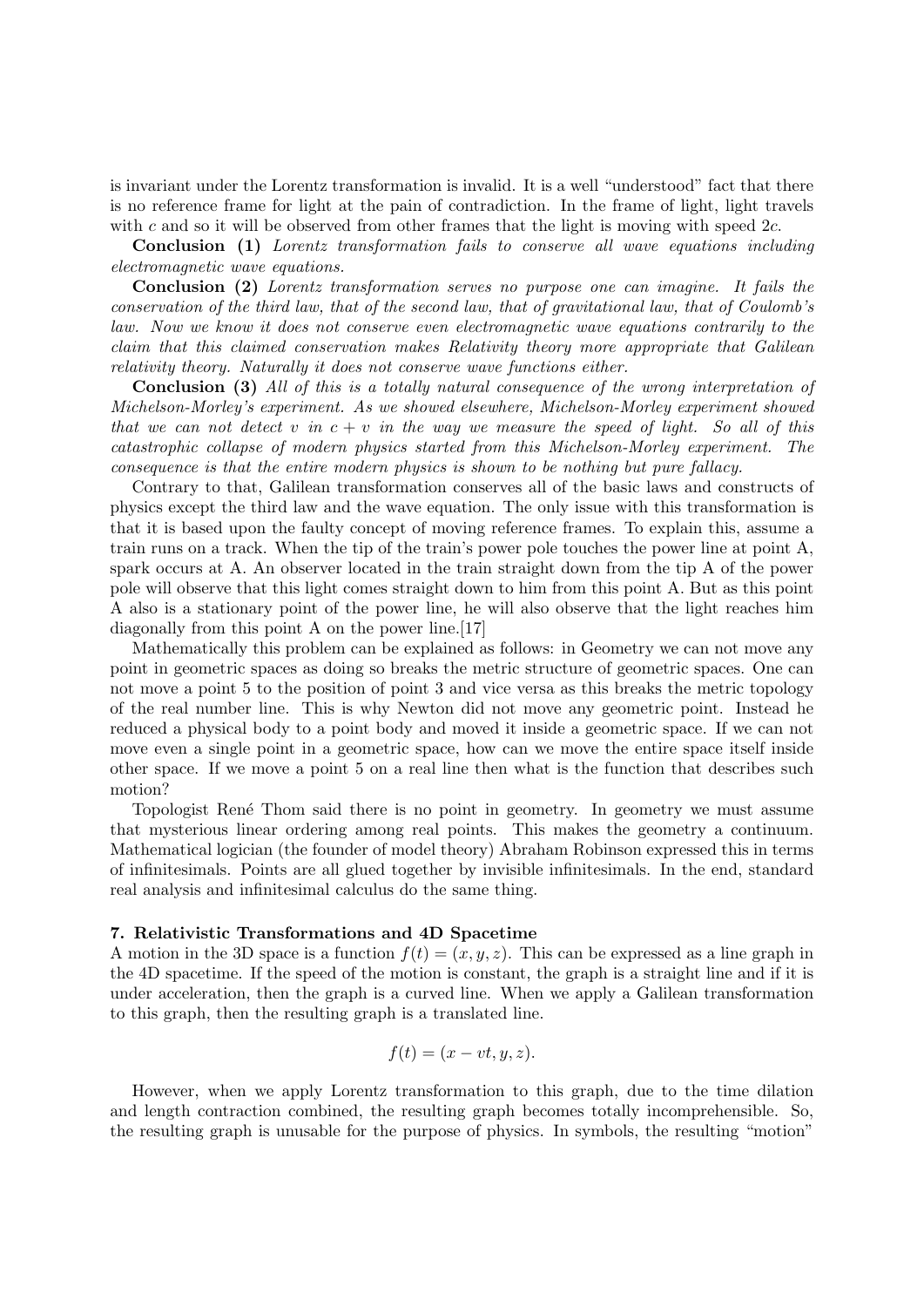is invariant under the Lorentz transformation is invalid. It is a well "understood" fact that there is no reference frame for light at the pain of contradiction. In the frame of light, light travels with $c$ and so it will be observed from other frames that the light is moving with speed $2c$.

**Conclusion (1)** *Lorentz transformation fails to conserve all wave equations including electromagnetic wave equations.*

**Conclusion (2)** *Lorentz transformation serves no purpose one can imagine. It fails the conservation of the third law, that of the second law, that of gravitational law, that of Coulomb's law. Now we know it does not conserve even electromagnetic wave equations contrarily to the claim that this claimed conservation makes Relativity theory more appropriate that Galilean relativity theory. Naturally it does not conserve wave functions either.*

**Conclusion (3)** *All of this is a totally natural consequence of the wrong interpretation of Michelson-Morley's experiment. As we showed elsewhere, Michelson-Morley experiment showed that we can not detect $v$ in $c + v$ in the way we measure the speed of light. So all of this catastrophic collapse of modern physics started from this Michelson-Morley experiment. The consequence is that the entire modern physics is shown to be nothing but pure fallacy.*

Contrary to that, Galilean transformation conserves all of the basic laws and constructs of physics except the third law and the wave equation. The only issue with this transformation is that it is based upon the faulty concept of moving reference frames. To explain this, assume a train runs on a track. When the tip of the train's power pole touches the power line at point A, spark occurs at A. An observer located in the train straight down from the tip A of the power pole will observe that this light comes straight down to him from this point A. But as this point A also is a stationary point of the power line, he will also observe that the light reaches him diagonally from this point A on the power line.[17]

Mathematically this problem can be explained as follows: in Geometry we can not move any point in geometric spaces as doing so breaks the metric structure of geometric spaces. One can not move a point 5 to the position of point 3 and vice versa as this breaks the metric topology of the real number line. This is why Newton did not move any geometric point. Instead he reduced a physical body to a point body and moved it inside a geometric space. If we can not move even a single point in a geometric space, how can we move the entire space itself inside other space. If we move a point 5 on a real line then what is the function that describes such motion?

Topologist René Thom said there is no point in geometry. In geometry we must assume that mysterious linear ordering among real points. This makes the geometry a continuum. Mathematical logician (the founder of model theory) Abraham Robinson expressed this in terms of infinitesimals. Points are all glued together by invisible infinitesimals. In the end, standard real analysis and infinitesimal calculus do the same thing.

### 7. Relativistic Transformations and 4D Spacetime

A motion in the 3D space is a function $f(t) = (x, y, z)$. This can be expressed as a line graph in the 4D spacetime. If the speed of the motion is constant, the graph is a straight line and if it is under acceleration, then the graph is a curved line. When we apply a Galilean transformation to this graph, then the resulting graph is a translated line.

$$f(t) = (x - vt, y, z).$$

However, when we apply Lorentz transformation to this graph, due to the time dilation and length contraction combined, the resulting graph becomes totally incomprehensible. So, the resulting graph is unusable for the purpose of physics. In symbols, the resulting "motion"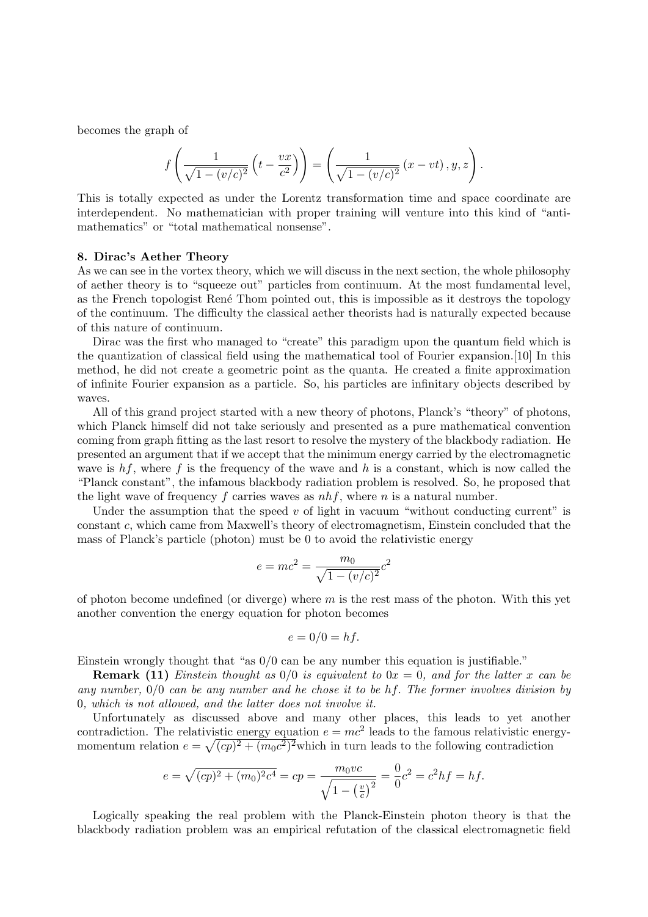becomes the graph of

$$f\left(\frac{1}{\sqrt{1-(v/c)^2}}\left(t-\frac{vx}{c^2}\right)\right)=\left(\frac{1}{\sqrt{1-(v/c)^2}}\left(x-vt\right),y,z\right).$$

This is totally expected as under the Lorentz transformation time and space coordinate are interdependent. No mathematician with proper training will venture into this kind of "anti-mathematics" or "total mathematical nonsense".

**8. Dirac's Aether Theory**

As we can see in the vortex theory, which we will discuss in the next section, the whole philosophy of aether theory is to "squeeze out" particles from continuum. At the most fundamental level, as the French topologist René Thom pointed out, this is impossible as it destroys the topology of the continuum. The difficulty the classical aether theorists had is naturally expected because of this nature of continuum.

Dirac was the first who managed to "create" this paradigm upon the quantum field which is the quantization of classical field using the mathematical tool of Fourier expansion.[10] In this method, he did not create a geometric point as the quanta. He created a finite approximation of infinite Fourier expansion as a particle. So, his particles are infinitary objects described by waves.

All of this grand project started with a new theory of photons, Planck's "theory" of photons, which Planck himself did not take seriously and presented as a pure mathematical convention coming from graph fitting as the last resort to resolve the mystery of the blackbody radiation. He presented an argument that if we accept that the minimum energy carried by the electromagnetic wave is $hf$, where $f$ is the frequency of the wave and $h$ is a constant, which is now called the "Planck constant", the infamous blackbody radiation problem is resolved. So, he proposed that the light wave of frequency $f$ carries waves as $nhf$, where $n$ is a natural number.

Under the assumption that the speed $v$ of light in vacuum "without conducting current" is constant $c$, which came from Maxwell's theory of electromagnetism, Einstein concluded that the mass of Planck's particle (photon) must be 0 to avoid the relativistic energy

$$e=mc^2=\frac{m_0}{\sqrt{1-(v/c)^2}}c^2$$

of photon become undefined (or diverge) where $m$ is the rest mass of the photon. With this yet another convention the energy equation for photon becomes

$$e=0/0=hf.$$

Einstein wrongly thought that "as $0/0$ can be any number this equation is justifiable."

**Remark (11)** *Einstein thought as $0/0$ is equivalent to $0x=0$, and for the latter $x$ can be any number, $0/0$ can be any number and he chose it to be $hf$. The former involves division by 0, which is not allowed, and the latter does not involve it.*

Unfortunately as discussed above and many other places, this leads to yet another contradiction. The relativistic energy equation $e=mc^2$ leads to the famous relativistic energy-momentum relation $e=\sqrt{(cp)^2+(m_0c^2)^2}$which in turn leads to the following contradiction

$$e=\sqrt{(cp)^2+(m_0)^2c^4}=cp=\frac{m_0vc}{\sqrt{1-\left(\frac{v}{c}\right)^2}}=\frac{0}{0}c^2=c^2hf=hf.$$

Logically speaking the real problem with the Planck-Einstein photon theory is that the blackbody radiation problem was an empirical refutation of the classical electromagnetic field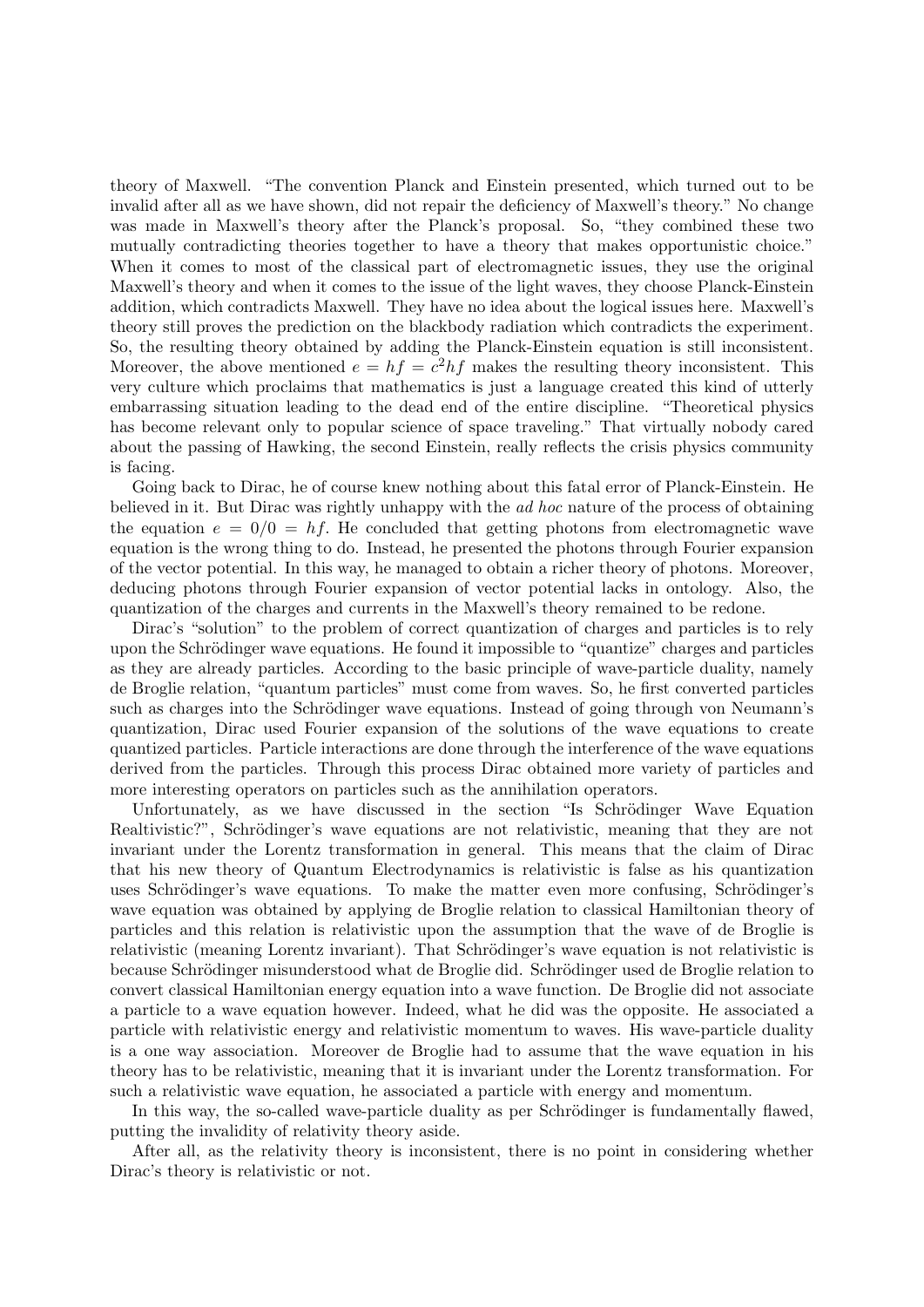theory of Maxwell. “The convention Planck and Einstein presented, which turned out to be invalid after all as we have shown, did not repair the deficiency of Maxwell's theory.” No change was made in Maxwell's theory after the Planck's proposal. So, “they combined these two mutually contradicting theories together to have a theory that makes opportunistic choice.” When it comes to most of the classical part of electromagnetic issues, they use the original Maxwell's theory and when it comes to the issue of the light waves, they choose Planck-Einstein addition, which contradicts Maxwell. They have no idea about the logical issues here. Maxwell's theory still proves the prediction on the blackbody radiation which contradicts the experiment. So, the resulting theory obtained by adding the Planck-Einstein equation is still inconsistent. Moreover, the above mentioned $e = hf = c^2hf$ makes the resulting theory inconsistent. This very culture which proclaims that mathematics is just a language created this kind of utterly embarrassing situation leading to the dead end of the entire discipline. “Theoretical physics has become relevant only to popular science of space traveling.” That virtually nobody cared about the passing of Hawking, the second Einstein, really reflects the crisis physics community is facing.

Going back to Dirac, he of course knew nothing about this fatal error of Planck-Einstein. He believed in it. But Dirac was rightly unhappy with the *ad hoc* nature of the process of obtaining the equation $e = 0/0 = hf$. He concluded that getting photons from electromagnetic wave equation is the wrong thing to do. Instead, he presented the photons through Fourier expansion of the vector potential. In this way, he managed to obtain a richer theory of photons. Moreover, deducing photons through Fourier expansion of vector potential lacks in ontology. Also, the quantization of the charges and currents in the Maxwell's theory remained to be redone.

Dirac's “solution” to the problem of correct quantization of charges and particles is to rely upon the Schrödinger wave equations. He found it impossible to “quantize” charges and particles as they are already particles. According to the basic principle of wave-particle duality, namely de Broglie relation, “quantum particles” must come from waves. So, he first converted particles such as charges into the Schrödinger wave equations. Instead of going through von Neumann's quantization, Dirac used Fourier expansion of the solutions of the wave equations to create quantized particles. Particle interactions are done through the interference of the wave equations derived from the particles. Through this process Dirac obtained more variety of particles and more interesting operators on particles such as the annihilation operators.

Unfortunately, as we have discussed in the section “Is Schrödinger Wave Equation Realtivistic?”, Schrödinger's wave equations are not relativistic, meaning that they are not invariant under the Lorentz transformation in general. This means that the claim of Dirac that his new theory of Quantum Electrodynamics is relativistic is false as his quantization uses Schrödinger's wave equations. To make the matter even more confusing, Schrödinger's wave equation was obtained by applying de Broglie relation to classical Hamiltonian theory of particles and this relation is relativistic upon the assumption that the wave of de Broglie is relativistic (meaning Lorentz invariant). That Schrödinger's wave equation is not relativistic is because Schrödinger misunderstood what de Broglie did. Schrödinger used de Broglie relation to convert classical Hamiltonian energy equation into a wave function. De Broglie did not associate a particle to a wave equation however. Indeed, what he did was the opposite. He associated a particle with relativistic energy and relativistic momentum to waves. His wave-particle duality is a one way association. Moreover de Broglie had to assume that the wave equation in his theory has to be relativistic, meaning that it is invariant under the Lorentz transformation. For such a relativistic wave equation, he associated a particle with energy and momentum.

In this way, the so-called wave-particle duality as per Schrödinger is fundamentally flawed, putting the invalidity of relativity theory aside.

After all, as the relativity theory is inconsistent, there is no point in considering whether Dirac's theory is relativistic or not.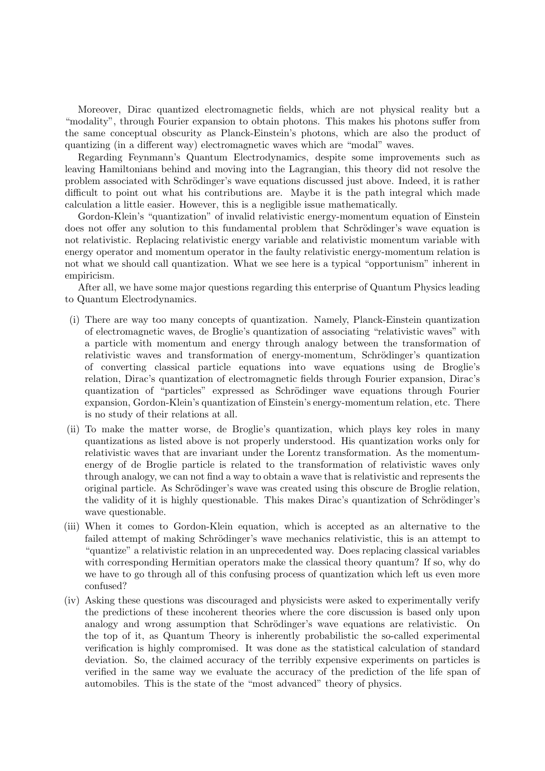Moreover, Dirac quantized electromagnetic fields, which are not physical reality but a "modality", through Fourier expansion to obtain photons. This makes his photons suffer from the same conceptual obscurity as Planck-Einstein's photons, which are also the product of quantizing (in a different way) electromagnetic waves which are "modal" waves.

Regarding Feynmann's Quantum Electrodynamics, despite some improvements such as leaving Hamiltonians behind and moving into the Lagrangian, this theory did not resolve the problem associated with Schrödinger's wave equations discussed just above. Indeed, it is rather difficult to point out what his contributions are. Maybe it is the path integral which made calculation a little easier. However, this is a negligible issue mathematically.

Gordon-Klein's "quantization" of invalid relativistic energy-momentum equation of Einstein does not offer any solution to this fundamental problem that Schrödinger's wave equation is not relativistic. Replacing relativistic energy variable and relativistic momentum variable with energy operator and momentum operator in the faulty relativistic energy-momentum relation is not what we should call quantization. What we see here is a typical "opportunism" inherent in empiricism.

After all, we have some major questions regarding this enterprise of Quantum Physics leading to Quantum Electrodynamics.

(i) There are way too many concepts of quantization. Namely, Planck-Einstein quantization of electromagnetic waves, de Broglie's quantization of associating "relativistic waves" with a particle with momentum and energy through analogy between the transformation of relativistic waves and transformation of energy-momentum, Schrödinger's quantization of converting classical particle equations into wave equations using de Broglie's relation, Dirac's quantization of electromagnetic fields through Fourier expansion, Dirac's quantization of "particles" expressed as Schrödinger wave equations through Fourier expansion, Gordon-Klein's quantization of Einstein's energy-momentum relation, etc. There is no study of their relations at all.

(ii) To make the matter worse, de Broglie's quantization, which plays key roles in many quantizations as listed above is not properly understood. His quantization works only for relativistic waves that are invariant under the Lorentz transformation. As the momentum-energy of de Broglie particle is related to the transformation of relativistic waves only through analogy, we can not find a way to obtain a wave that is relativistic and represents the original particle. As Schrödinger's wave was created using this obscure de Broglie relation, the validity of it is highly questionable. This makes Dirac's quantization of Schrödinger's wave questionable.

(iii) When it comes to Gordon-Klein equation, which is accepted as an alternative to the failed attempt of making Schrödinger's wave mechanics relativistic, this is an attempt to "quantize" a relativistic relation in an unprecedented way. Does replacing classical variables with corresponding Hermitian operators make the classical theory quantum? If so, why do we have to go through all of this confusing process of quantization which left us even more confused?

(iv) Asking these questions was discouraged and physicists were asked to experimentally verify the predictions of these incoherent theories where the core discussion is based only upon analogy and wrong assumption that Schrödinger's wave equations are relativistic. On the top of it, as Quantum Theory is inherently probabilistic the so-called experimental verification is highly compromised. It was done as the statistical calculation of standard deviation. So, the claimed accuracy of the terribly expensive experiments on particles is verified in the same way we evaluate the accuracy of the prediction of the life span of automobiles. This is the state of the "most advanced" theory of physics.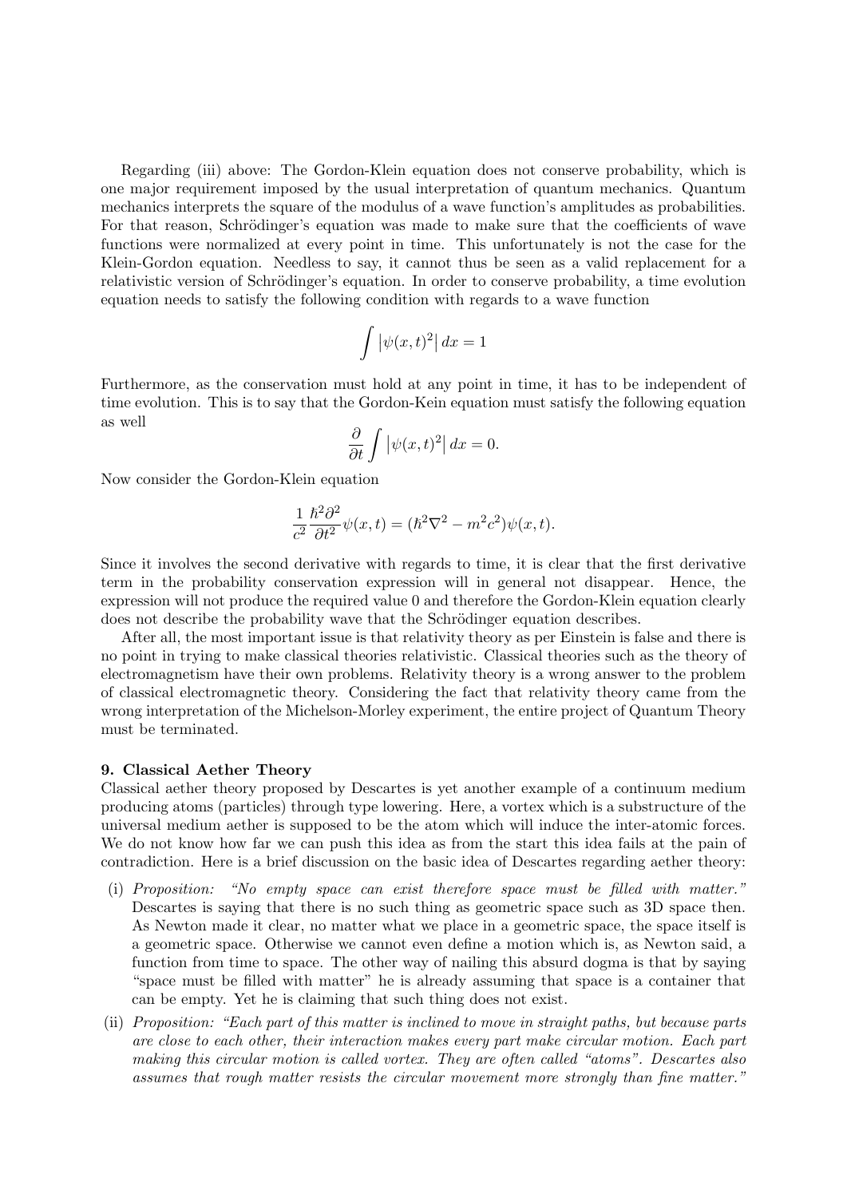Regarding (iii) above: The Gordon-Klein equation does not conserve probability, which is one major requirement imposed by the usual interpretation of quantum mechanics. Quantum mechanics interprets the square of the modulus of a wave function's amplitudes as probabilities. For that reason, Schrödinger's equation was made to make sure that the coefficients of wave functions were normalized at every point in time. This unfortunately is not the case for the Klein-Gordon equation. Needless to say, it cannot thus be seen as a valid replacement for a relativistic version of Schrödinger's equation. In order to conserve probability, a time evolution equation needs to satisfy the following condition with regards to a wave function

$$\int \left|\psi(x,t)^2\right| dx = 1$$

Furthermore, as the conservation must hold at any point in time, it has to be independent of time evolution. This is to say that the Gordon-Kein equation must satisfy the following equation as well

$$\frac{\partial}{\partial t} \int \left|\psi(x,t)^2\right| dx = 0.$$

Now consider the Gordon-Klein equation

$$\frac{1}{c^2}\frac{\hbar^2 \partial^2}{\partial t^2}\psi(x,t) = (\hbar^2 \nabla^2 - m^2 c^2)\psi(x,t).$$

Since it involves the second derivative with regards to time, it is clear that the first derivative term in the probability conservation expression will in general not disappear. Hence, the expression will not produce the required value 0 and therefore the Gordon-Klein equation clearly does not describe the probability wave that the Schrödinger equation describes.

After all, the most important issue is that relativity theory as per Einstein is false and there is no point in trying to make classical theories relativistic. Classical theories such as the theory of electromagnetism have their own problems. Relativity theory is a wrong answer to the problem of classical electromagnetic theory. Considering the fact that relativity theory came from the wrong interpretation of the Michelson-Morley experiment, the entire project of Quantum Theory must be terminated.

**9. Classical Aether Theory**

Classical aether theory proposed by Descartes is yet another example of a continuum medium producing atoms (particles) through type lowering. Here, a vortex which is a substructure of the universal medium aether is supposed to be the atom which will induce the inter-atomic forces. We do not know how far we can push this idea as from the start this idea fails at the pain of contradiction. Here is a brief discussion on the basic idea of Descartes regarding aether theory:

(i) *Proposition: "No empty space can exist therefore space must be filled with matter."* Descartes is saying that there is no such thing as geometric space such as 3D space then. As Newton made it clear, no matter what we place in a geometric space, the space itself is a geometric space. Otherwise we cannot even define a motion which is, as Newton said, a function from time to space. The other way of nailing this absurd dogma is that by saying "space must be filled with matter" he is already assuming that space is a container that can be empty. Yet he is claiming that such thing does not exist.

(ii) *Proposition: "Each part of this matter is inclined to move in straight paths, but because parts are close to each other, their interaction makes every part make circular motion. Each part making this circular motion is called vortex. They are often called "atoms". Descartes also assumes that rough matter resists the circular movement more strongly than fine matter."*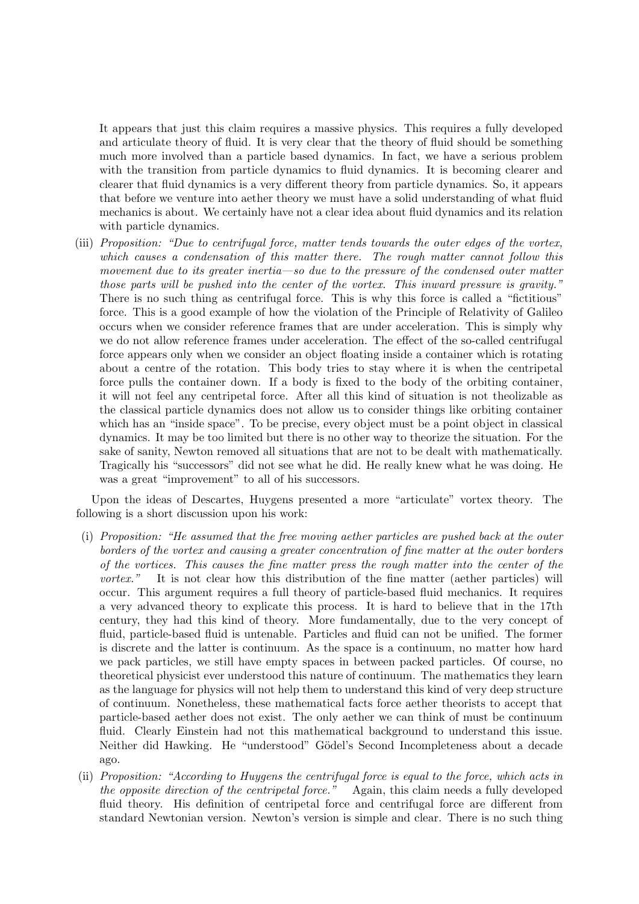It appears that just this claim requires a massive physics. This requires a fully developed and articulate theory of fluid. It is very clear that the theory of fluid should be something much more involved than a particle based dynamics. In fact, we have a serious problem with the transition from particle dynamics to fluid dynamics. It is becoming clearer and clearer that fluid dynamics is a very different theory from particle dynamics. So, it appears that before we venture into aether theory we must have a solid understanding of what fluid mechanics is about. We certainly have not a clear idea about fluid dynamics and its relation with particle dynamics.

(iii) *Proposition: "Due to centrifugal force, matter tends towards the outer edges of the vortex, which causes a condensation of this matter there. The rough matter cannot follow this movement due to its greater inertia—so due to the pressure of the condensed outer matter those parts will be pushed into the center of the vortex. This inward pressure is gravity."* There is no such thing as centrifugal force. This is why this force is called a "fictitious" force. This is a good example of how the violation of the Principle of Relativity of Galileo occurs when we consider reference frames that are under acceleration. This is simply why we do not allow reference frames under acceleration. The effect of the so-called centrifugal force appears only when we consider an object floating inside a container which is rotating about a centre of the rotation. This body tries to stay where it is when the centripetal force pulls the container down. If a body is fixed to the body of the orbiting container, it will not feel any centripetal force. After all this kind of situation is not theolizable as the classical particle dynamics does not allow us to consider things like orbiting container which has an "inside space". To be precise, every object must be a point object in classical dynamics. It may be too limited but there is no other way to theorize the situation. For the sake of sanity, Newton removed all situations that are not to be dealt with mathematically. Tragically his "successors" did not see what he did. He really knew what he was doing. He was a great "improvement" to all of his successors.

Upon the ideas of Descartes, Huygens presented a more "articulate" vortex theory. The following is a short discussion upon his work:

(i) *Proposition: "He assumed that the free moving aether particles are pushed back at the outer borders of the vortex and causing a greater concentration of fine matter at the outer borders of the vortices. This causes the fine matter press the rough matter into the center of the vortex."* It is not clear how this distribution of the fine matter (aether particles) will occur. This argument requires a full theory of particle-based fluid mechanics. It requires a very advanced theory to explicate this process. It is hard to believe that in the 17th century, they had this kind of theory. More fundamentally, due to the very concept of fluid, particle-based fluid is untenable. Particles and fluid can not be unified. The former is discrete and the latter is continuum. As the space is a continuum, no matter how hard we pack particles, we still have empty spaces in between packed particles. Of course, no theoretical physicist ever understood this nature of continuum. The mathematics they learn as the language for physics will not help them to understand this kind of very deep structure of continuum. Nonetheless, these mathematical facts force aether theorists to accept that particle-based aether does not exist. The only aether we can think of must be continuum fluid. Clearly Einstein had not this mathematical background to understand this issue. Neither did Hawking. He "understood" Gödel's Second Incompleteness about a decade ago.

(ii) *Proposition: "According to Huygens the centrifugal force is equal to the force, which acts in the opposite direction of the centripetal force."* Again, this claim needs a fully developed fluid theory. His definition of centripetal force and centrifugal force are different from standard Newtonian version. Newton's version is simple and clear. There is no such thing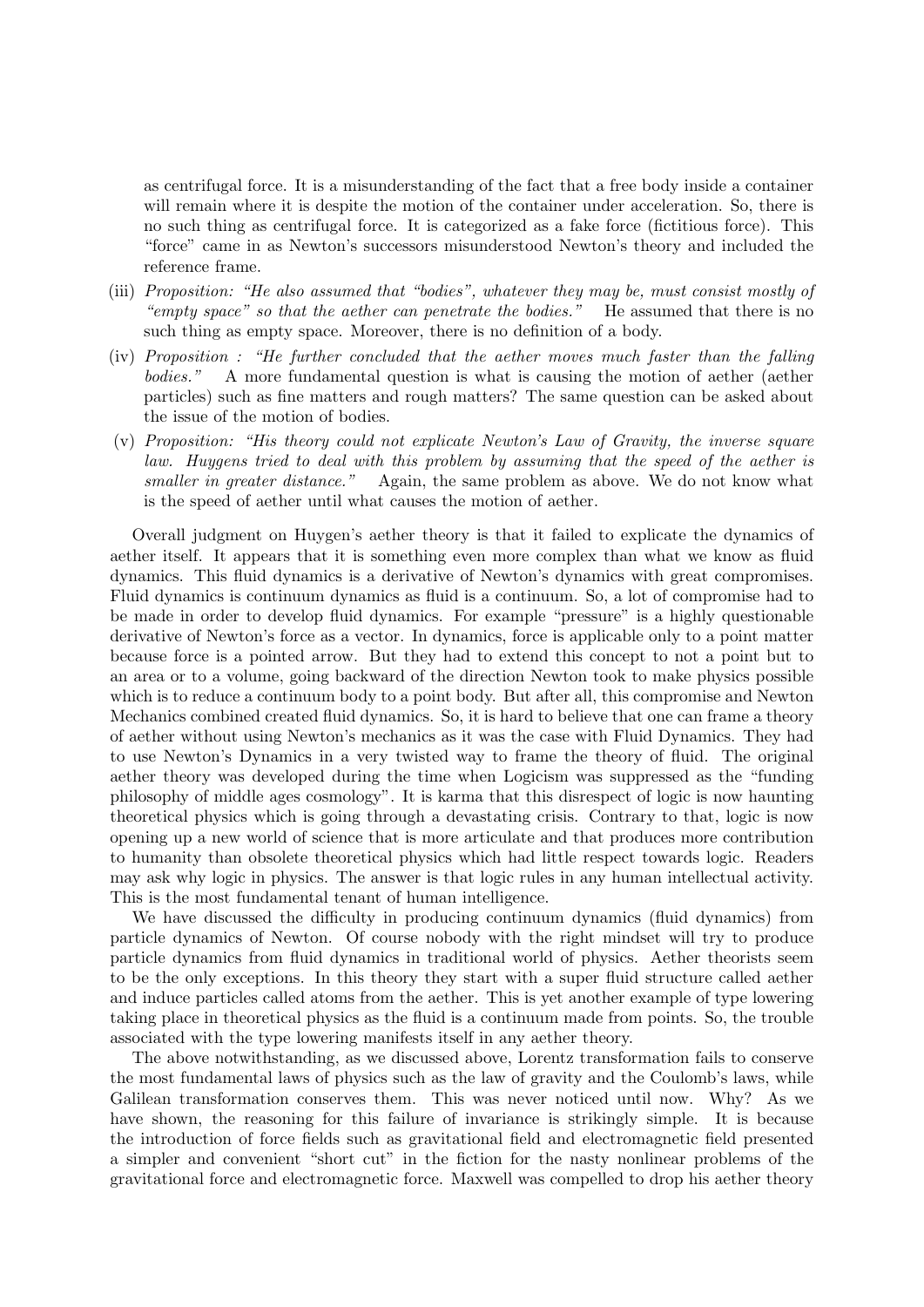as centrifugal force. It is a misunderstanding of the fact that a free body inside a container will remain where it is despite the motion of the container under acceleration. So, there is no such thing as centrifugal force. It is categorized as a fake force (fictitious force). This "force" came in as Newton's successors misunderstood Newton's theory and included the reference frame.

(iii) *Proposition: "He also assumed that "bodies", whatever they may be, must consist mostly of "empty space" so that the aether can penetrate the bodies."* He assumed that there is no such thing as empty space. Moreover, there is no definition of a body.

(iv) *Proposition : "He further concluded that the aether moves much faster than the falling bodies."* A more fundamental question is what is causing the motion of aether (aether particles) such as fine matters and rough matters? The same question can be asked about the issue of the motion of bodies.

(v) *Proposition: "His theory could not explicate Newton's Law of Gravity, the inverse square law. Huygens tried to deal with this problem by assuming that the speed of the aether is smaller in greater distance."* Again, the same problem as above. We do not know what is the speed of aether until what causes the motion of aether.

Overall judgment on Huygen's aether theory is that it failed to explicate the dynamics of aether itself. It appears that it is something even more complex than what we know as fluid dynamics. This fluid dynamics is a derivative of Newton's dynamics with great compromises. Fluid dynamics is continuum dynamics as fluid is a continuum. So, a lot of compromise had to be made in order to develop fluid dynamics. For example "pressure" is a highly questionable derivative of Newton's force as a vector. In dynamics, force is applicable only to a point matter because force is a pointed arrow. But they had to extend this concept to not a point but to an area or to a volume, going backward of the direction Newton took to make physics possible which is to reduce a continuum body to a point body. But after all, this compromise and Newton Mechanics combined created fluid dynamics. So, it is hard to believe that one can frame a theory of aether without using Newton's mechanics as it was the case with Fluid Dynamics. They had to use Newton's Dynamics in a very twisted way to frame the theory of fluid. The original aether theory was developed during the time when Logicism was suppressed as the "funding philosophy of middle ages cosmology". It is karma that this disrespect of logic is now haunting theoretical physics which is going through a devastating crisis. Contrary to that, logic is now opening up a new world of science that is more articulate and that produces more contribution to humanity than obsolete theoretical physics which had little respect towards logic. Readers may ask why logic in physics. The answer is that logic rules in any human intellectual activity. This is the most fundamental tenant of human intelligence.

We have discussed the difficulty in producing continuum dynamics (fluid dynamics) from particle dynamics of Newton. Of course nobody with the right mindset will try to produce particle dynamics from fluid dynamics in traditional world of physics. Aether theorists seem to be the only exceptions. In this theory they start with a super fluid structure called aether and induce particles called atoms from the aether. This is yet another example of type lowering taking place in theoretical physics as the fluid is a continuum made from points. So, the trouble associated with the type lowering manifests itself in any aether theory.

The above notwithstanding, as we discussed above, Lorentz transformation fails to conserve the most fundamental laws of physics such as the law of gravity and the Coulomb's laws, while Galilean transformation conserves them. This was never noticed until now. Why? As we have shown, the reasoning for this failure of invariance is strikingly simple. It is because the introduction of force fields such as gravitational field and electromagnetic field presented a simpler and convenient "short cut" in the fiction for the nasty nonlinear problems of the gravitational force and electromagnetic force. Maxwell was compelled to drop his aether theory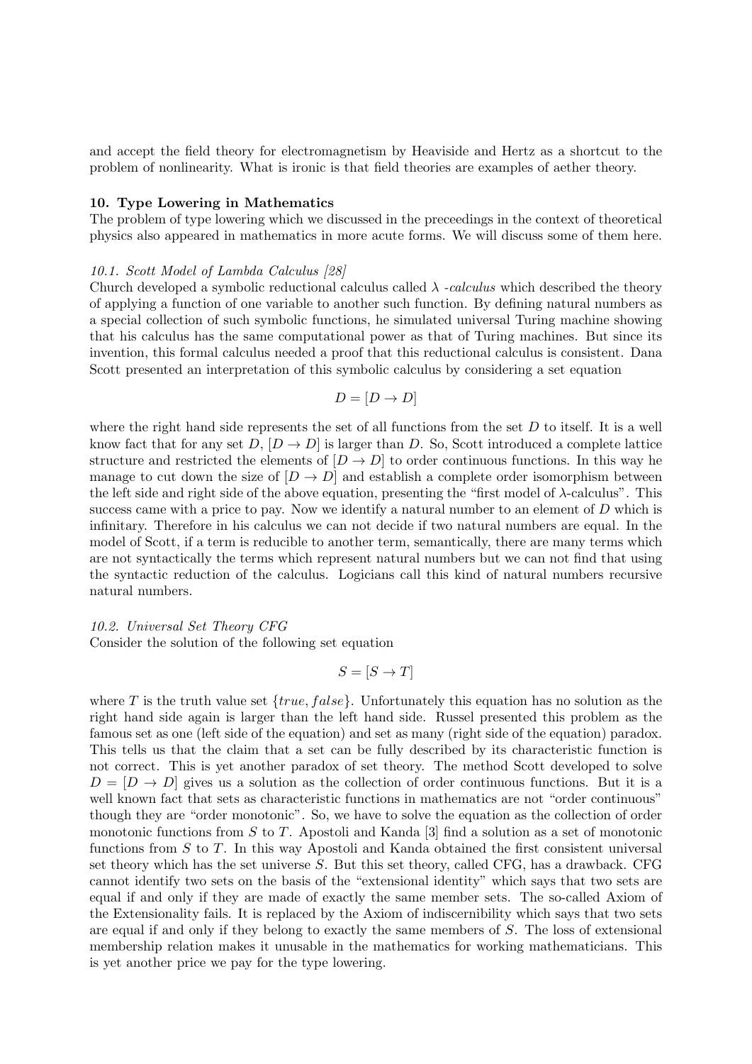and accept the field theory for electromagnetism by Heaviside and Hertz as a shortcut to the problem of nonlinearity. What is ironic is that field theories are examples of aether theory.

## 10. Type Lowering in Mathematics

The problem of type lowering which we discussed in the preceedings in the context of theoretical physics also appeared in mathematics in more acute forms. We will discuss some of them here.

### *10.1. Scott Model of Lambda Calculus [28]*

Church developed a symbolic reductional calculus called $\lambda$ *-calculus* which described the theory of applying a function of one variable to another such function. By defining natural numbers as a special collection of such symbolic functions, he simulated universal Turing machine showing that his calculus has the same computational power as that of Turing machines. But since its invention, this formal calculus needed a proof that this reductional calculus is consistent. Dana Scott presented an interpretation of this symbolic calculus by considering a set equation

$$D = [D \to D]$$

where the right hand side represents the set of all functions from the set $D$ to itself. It is a well know fact that for any set $D$, $[D \to D]$ is larger than $D$. So, Scott introduced a complete lattice structure and restricted the elements of $[D \to D]$ to order continuous functions. In this way he manage to cut down the size of $[D \to D]$ and establish a complete order isomorphism between the left side and right side of the above equation, presenting the "first model of $\lambda$-calculus". This success came with a price to pay. Now we identify a natural number to an element of $D$ which is infinitary. Therefore in his calculus we can not decide if two natural numbers are equal. In the model of Scott, if a term is reducible to another term, semantically, there are many terms which are not syntactically the terms which represent natural numbers but we can not find that using the syntactic reduction of the calculus. Logicians call this kind of natural numbers recursive natural numbers.

### *10.2. Universal Set Theory CFG*

Consider the solution of the following set equation

$$S = [S \to T]$$

where $T$ is the truth value set $\{true, false\}$. Unfortunately this equation has no solution as the right hand side again is larger than the left hand side. Russel presented this problem as the famous set as one (left side of the equation) and set as many (right side of the equation) paradox. This tells us that the claim that a set can be fully described by its characteristic function is not correct. This is yet another paradox of set theory. The method Scott developed to solve $D = [D \to D]$ gives us a solution as the collection of order continuous functions. But it is a well known fact that sets as characteristic functions in mathematics are not "order continuous" though they are "order monotonic". So, we have to solve the equation as the collection of order monotonic functions from $S$ to $T$. Apostoli and Kanda [3] find a solution as a set of monotonic functions from $S$ to $T$. In this way Apostoli and Kanda obtained the first consistent universal set theory which has the set universe $S$. But this set theory, called CFG, has a drawback. CFG cannot identify two sets on the basis of the "extensional identity" which says that two sets are equal if and only if they are made of exactly the same member sets. The so-called Axiom of the Extensionality fails. It is replaced by the Axiom of indiscernibility which says that two sets are equal if and only if they belong to exactly the same members of $S$. The loss of extensional membership relation makes it unusable in the mathematics for working mathematicians. This is yet another price we pay for the type lowering.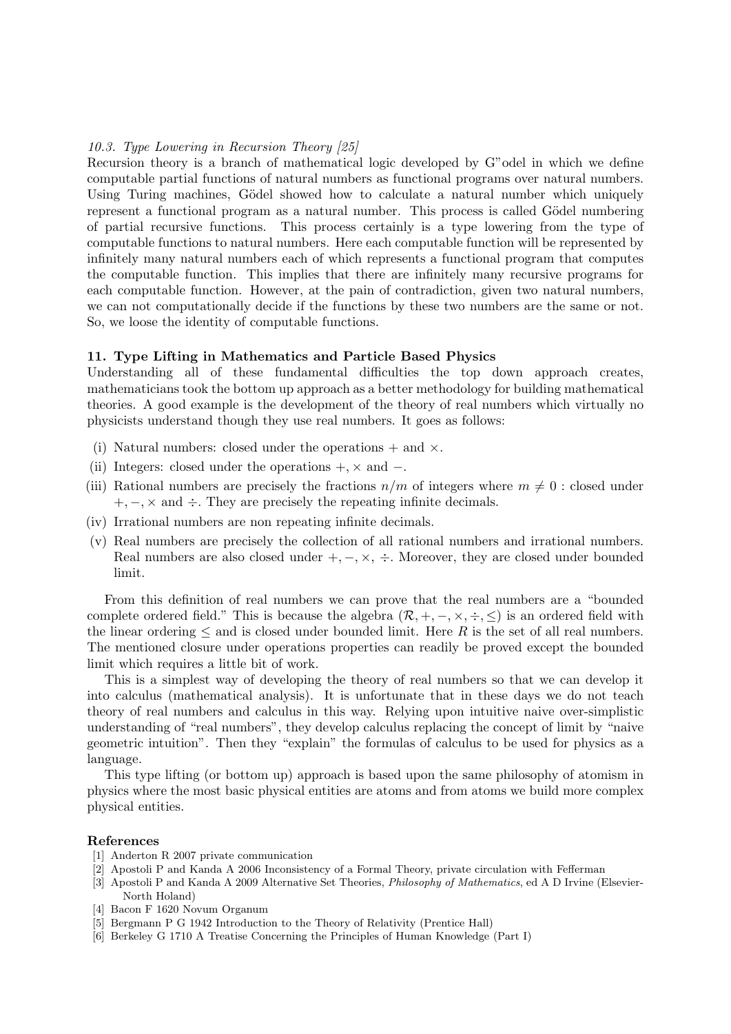*10.3. Type Lowering in Recursion Theory [25]*

Recursion theory is a branch of mathematical logic developed by G"odel in which we define computable partial functions of natural numbers as functional programs over natural numbers. Using Turing machines, Gödel showed how to calculate a natural number which uniquely represent a functional program as a natural number. This process is called Gödel numbering of partial recursive functions. This process certainly is a type lowering from the type of computable functions to natural numbers. Here each computable function will be represented by infinitely many natural numbers each of which represents a functional program that computes the computable function. This implies that there are infinitely many recursive programs for each computable function. However, at the pain of contradiction, given two natural numbers, we can not computationally decide if the functions by these two numbers are the same or not. So, we loose the identity of computable functions.

## 11. Type Lifting in Mathematics and Particle Based Physics

Understanding all of these fundamental difficulties the top down approach creates, mathematicians took the bottom up approach as a better methodology for building mathematical theories. A good example is the development of the theory of real numbers which virtually no physicists understand though they use real numbers. It goes as follows:

(i) Natural numbers: closed under the operations $+$ and $\times$.
(ii) Integers: closed under the operations $+, \times$ and $-$.
(iii) Rational numbers are precisely the fractions $n/m$ of integers where $m \neq 0$ : closed under $+, -, \times$ and $\div$. They are precisely the repeating infinite decimals.
(iv) Irrational numbers are non repeating infinite decimals.
(v) Real numbers are precisely the collection of all rational numbers and irrational numbers. Real numbers are also closed under $+, -, \times, \div$. Moreover, they are closed under bounded limit.

From this definition of real numbers we can prove that the real numbers are a "bounded complete ordered field." This is because the algebra $(\mathcal{R}, +, -, \times, \div, \leq)$ is an ordered field with the linear ordering $\leq$ and is closed under bounded limit. Here $R$ is the set of all real numbers. The mentioned closure under operations properties can readily be proved except the bounded limit which requires a little bit of work.

This is a simplest way of developing the theory of real numbers so that we can develop it into calculus (mathematical analysis). It is unfortunate that in these days we do not teach theory of real numbers and calculus in this way. Relying upon intuitive naive over-simplistic understanding of "real numbers", they develop calculus replacing the concept of limit by "naive geometric intuition". Then they "explain" the formulas of calculus to be used for physics as a language.

This type lifting (or bottom up) approach is based upon the same philosophy of atomism in physics where the most basic physical entities are atoms and from atoms we build more complex physical entities.

## References

[1] Anderton R 2007 private communication
[2] Apostoli P and Kanda A 2006 Inconsistency of a Formal Theory, private circulation with Fefferman
[3] Apostoli P and Kanda A 2009 Alternative Set Theories, *Philosophy of Mathematics*, ed A D Irvine (Elsevier-North Holand)
[4] Bacon F 1620 Novum Organum
[5] Bergmann P G 1942 Introduction to the Theory of Relativity (Prentice Hall)
[6] Berkeley G 1710 A Treatise Concerning the Principles of Human Knowledge (Part I)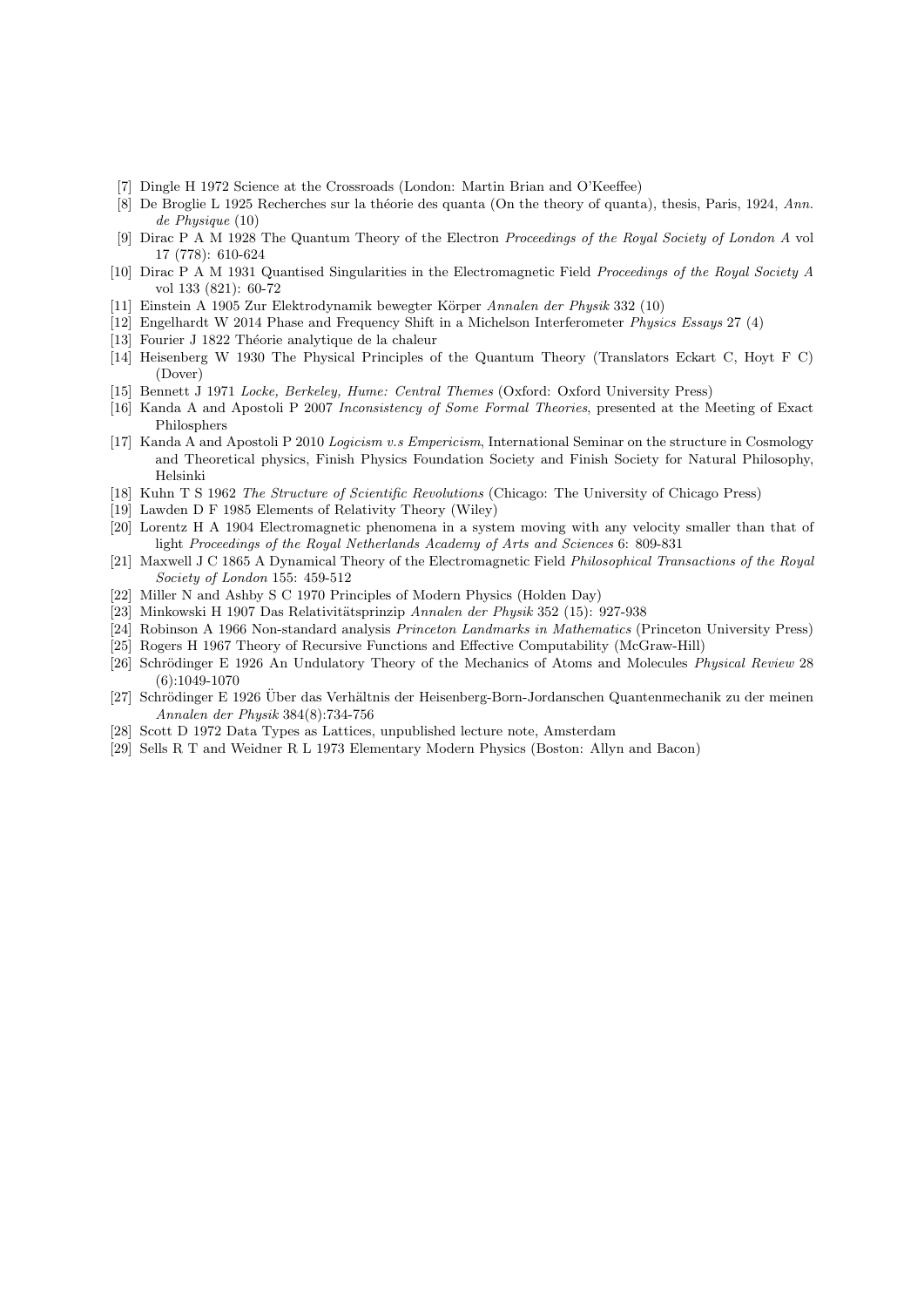[7] Dingle H 1972 Science at the Crossroads (London: Martin Brian and O'Keeffee)

[8] De Broglie L 1925 Recherches sur la théorie des quanta (On the theory of quanta), thesis, Paris, 1924, *Ann. de Physique* (10)

[9] Dirac P A M 1928 The Quantum Theory of the Electron *Proceedings of the Royal Society of London A* vol 17 (778): 610-624

[10] Dirac P A M 1931 Quantised Singularities in the Electromagnetic Field *Proceedings of the Royal Society A* vol 133 (821): 60-72

[11] Einstein A 1905 Zur Elektrodynamik bewegter Körper *Annalen der Physik* 332 (10)

[12] Engelhardt W 2014 Phase and Frequency Shift in a Michelson Interferometer *Physics Essays* 27 (4)

[13] Fourier J 1822 Théorie analytique de la chaleur

[14] Heisenberg W 1930 The Physical Principles of the Quantum Theory (Translators Eckart C, Hoyt F C) (Dover)

[15] Bennett J 1971 *Locke, Berkeley, Hume: Central Themes* (Oxford: Oxford University Press)

[16] Kanda A and Apostoli P 2007 *Inconsistency of Some Formal Theories*, presented at the Meeting of Exact Philosphers

[17] Kanda A and Apostoli P 2010 *Logicism v.s Empericism*, International Seminar on the structure in Cosmology and Theoretical physics, Finish Physics Foundation Society and Finish Society for Natural Philosophy, Helsinki

[18] Kuhn T S 1962 *The Structure of Scientific Revolutions* (Chicago: The University of Chicago Press)

[19] Lawden D F 1985 Elements of Relativity Theory (Wiley)

[20] Lorentz H A 1904 Electromagnetic phenomena in a system moving with any velocity smaller than that of light *Proceedings of the Royal Netherlands Academy of Arts and Sciences* 6: 809-831

[21] Maxwell J C 1865 A Dynamical Theory of the Electromagnetic Field *Philosophical Transactions of the Royal Society of London* 155: 459-512

[22] Miller N and Ashby S C 1970 Principles of Modern Physics (Holden Day)

[23] Minkowski H 1907 Das Relativitätsprinzip *Annalen der Physik* 352 (15): 927-938

[24] Robinson A 1966 Non-standard analysis *Princeton Landmarks in Mathematics* (Princeton University Press)

[25] Rogers H 1967 Theory of Recursive Functions and Effective Computability (McGraw-Hill)

[26] Schrödinger E 1926 An Undulatory Theory of the Mechanics of Atoms and Molecules *Physical Review* 28 (6):1049-1070

[27] Schrödinger E 1926 Über das Verhältnis der Heisenberg-Born-Jordanschen Quantenmechanik zu der meinen *Annalen der Physik* 384(8):734-756

[28] Scott D 1972 Data Types as Lattices, unpublished lecture note, Amsterdam

[29] Sells R T and Weidner R L 1973 Elementary Modern Physics (Boston: Allyn and Bacon)